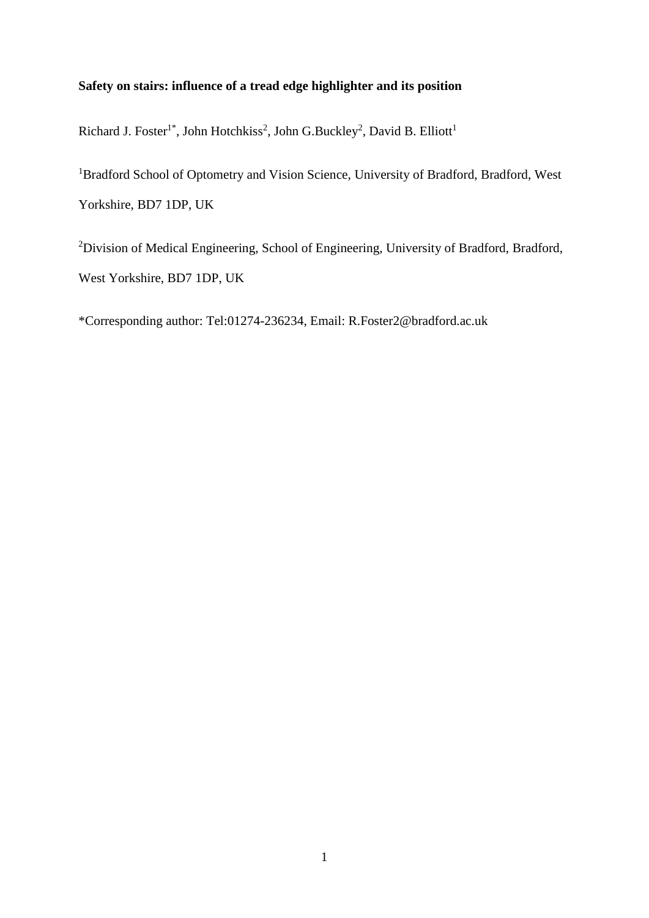**Safety on stairs: influence of a tread edge highlighter and its position**

Richard J. Foster[1*], John Hotchkiss[2], John G.Buckley[2], David B. Elliott[1]

[1]Bradford School of Optometry and Vision Science, University of Bradford, Bradford, West Yorkshire, BD7 1DP, UK

[2]Division of Medical Engineering, School of Engineering, University of Bradford, Bradford, West Yorkshire, BD7 1DP, UK

*Corresponding author: Tel:01274-236234, Email: R.Foster2@bradford.ac.uk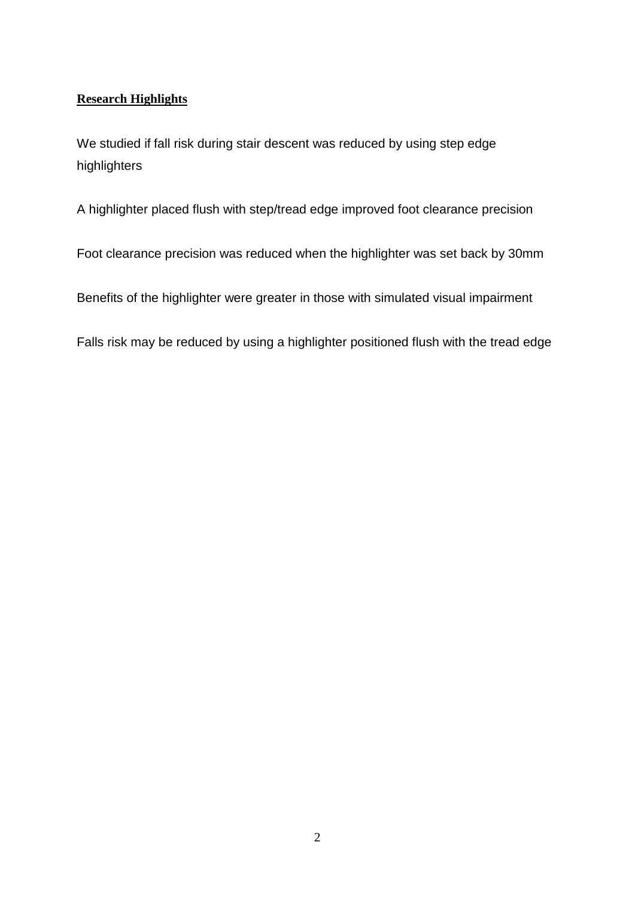## Research Highlights

We studied if fall risk during stair descent was reduced by using step edge highlighters

A highlighter placed flush with step/tread edge improved foot clearance precision

Foot clearance precision was reduced when the highlighter was set back by 30mm

Benefits of the highlighter were greater in those with simulated visual impairment

Falls risk may be reduced by using a highlighter positioned flush with the tread edge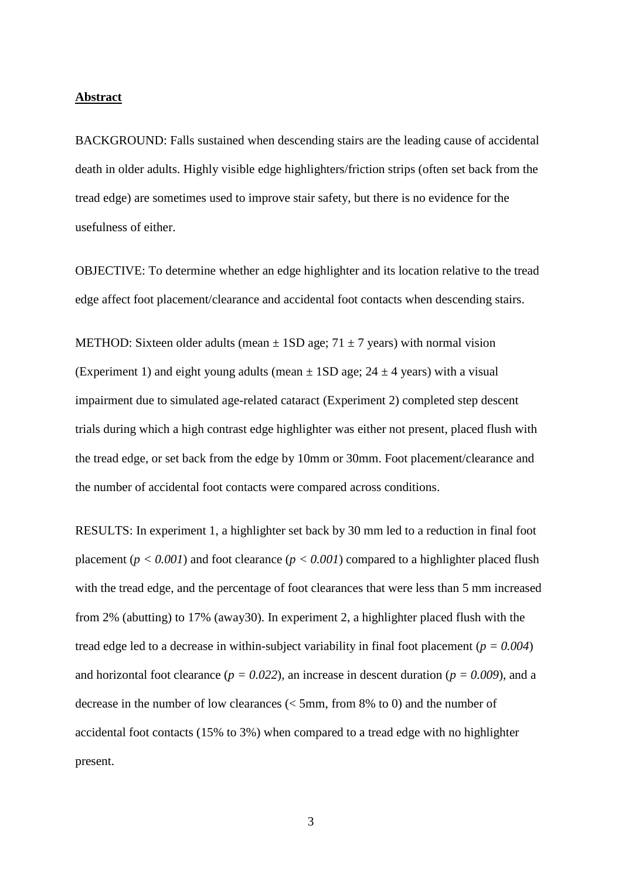## Abstract

BACKGROUND: Falls sustained when descending stairs are the leading cause of accidental death in older adults. Highly visible edge highlighters/friction strips (often set back from the tread edge) are sometimes used to improve stair safety, but there is no evidence for the usefulness of either.

OBJECTIVE: To determine whether an edge highlighter and its location relative to the tread edge affect foot placement/clearance and accidental foot contacts when descending stairs.

METHOD: Sixteen older adults (mean ± 1SD age; 71 ± 7 years) with normal vision (Experiment 1) and eight young adults (mean ± 1SD age; 24 ± 4 years) with a visual impairment due to simulated age-related cataract (Experiment 2) completed step descent trials during which a high contrast edge highlighter was either not present, placed flush with the tread edge, or set back from the edge by 10mm or 30mm. Foot placement/clearance and the number of accidental foot contacts were compared across conditions.

RESULTS: In experiment 1, a highlighter set back by 30 mm led to a reduction in final foot placement ($p < 0.001$) and foot clearance ($p < 0.001$) compared to a highlighter placed flush with the tread edge, and the percentage of foot clearances that were less than 5 mm increased from 2% (abutting) to 17% (away30). In experiment 2, a highlighter placed flush with the tread edge led to a decrease in within-subject variability in final foot placement ($p = 0.004$) and horizontal foot clearance ($p = 0.022$), an increase in descent duration ($p = 0.009$), and a decrease in the number of low clearances (< 5mm, from 8% to 0) and the number of accidental foot contacts (15% to 3%) when compared to a tread edge with no highlighter present.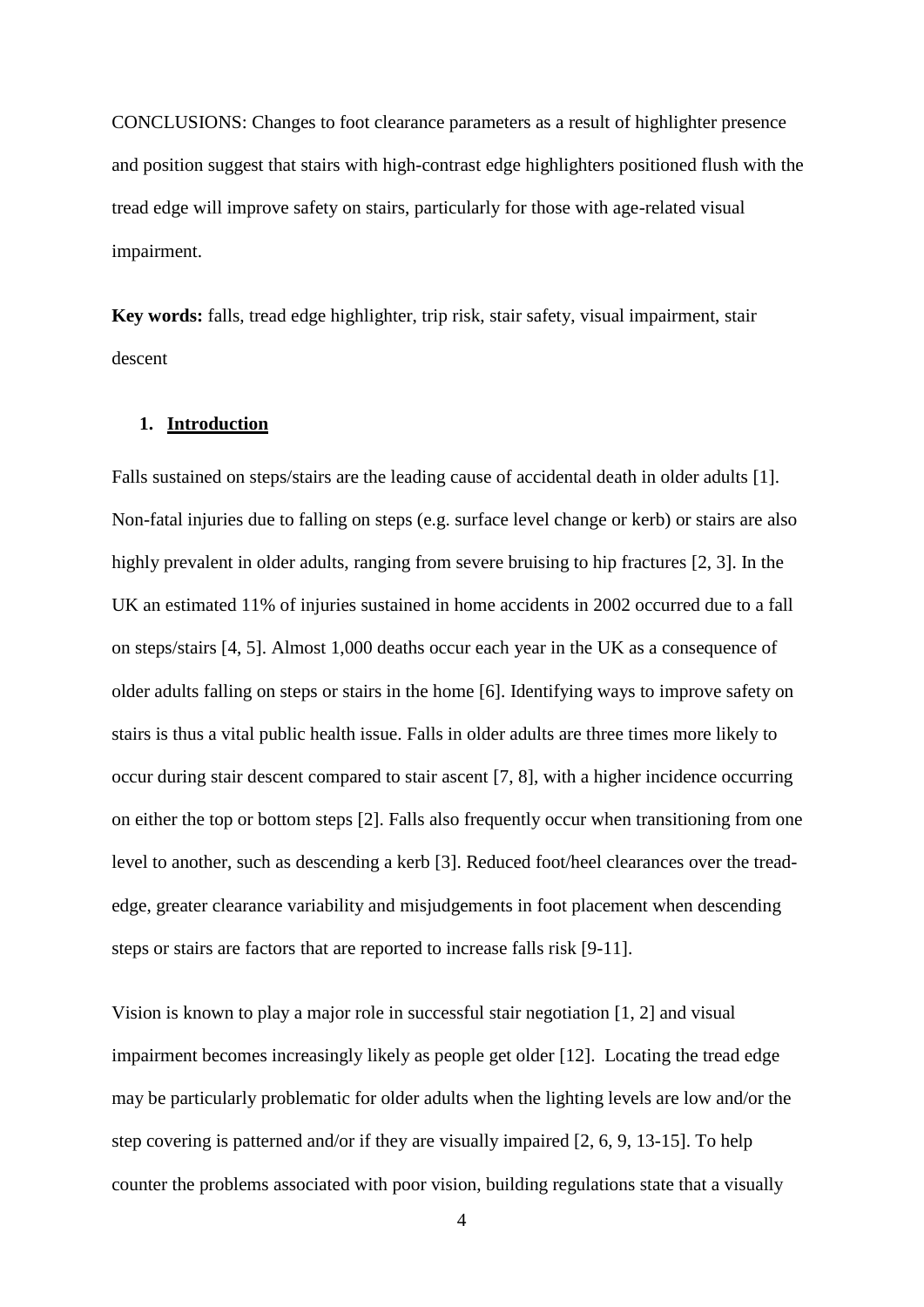CONCLUSIONS: Changes to foot clearance parameters as a result of highlighter presence and position suggest that stairs with high-contrast edge highlighters positioned flush with the tread edge will improve safety on stairs, particularly for those with age-related visual impairment.

**Key words:** falls, tread edge highlighter, trip risk, stair safety, visual impairment, stair descent

## 1. Introduction

Falls sustained on steps/stairs are the leading cause of accidental death in older adults [1]. Non-fatal injuries due to falling on steps (e.g. surface level change or kerb) or stairs are also highly prevalent in older adults, ranging from severe bruising to hip fractures [2, 3]. In the UK an estimated 11% of injuries sustained in home accidents in 2002 occurred due to a fall on steps/stairs [4, 5]. Almost 1,000 deaths occur each year in the UK as a consequence of older adults falling on steps or stairs in the home [6]. Identifying ways to improve safety on stairs is thus a vital public health issue. Falls in older adults are three times more likely to occur during stair descent compared to stair ascent [7, 8], with a higher incidence occurring on either the top or bottom steps [2]. Falls also frequently occur when transitioning from one level to another, such as descending a kerb [3]. Reduced foot/heel clearances over the tread-edge, greater clearance variability and misjudgements in foot placement when descending steps or stairs are factors that are reported to increase falls risk [9-11].

Vision is known to play a major role in successful stair negotiation [1, 2] and visual impairment becomes increasingly likely as people get older [12]. Locating the tread edge may be particularly problematic for older adults when the lighting levels are low and/or the step covering is patterned and/or if they are visually impaired [2, 6, 9, 13-15]. To help counter the problems associated with poor vision, building regulations state that a visually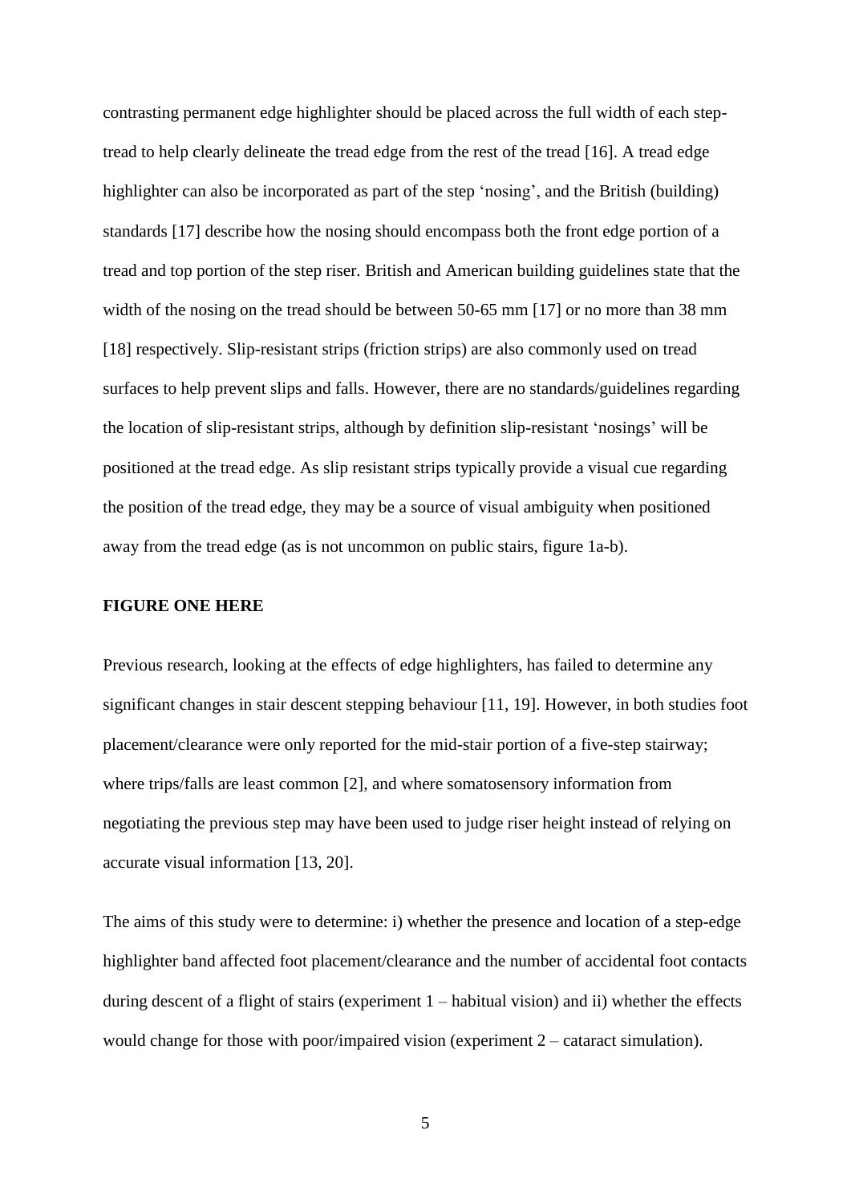contrasting permanent edge highlighter should be placed across the full width of each step-tread to help clearly delineate the tread edge from the rest of the tread [16]. A tread edge highlighter can also be incorporated as part of the step 'nosing', and the British (building) standards [17] describe how the nosing should encompass both the front edge portion of a tread and top portion of the step riser. British and American building guidelines state that the width of the nosing on the tread should be between 50-65 mm [17] or no more than 38 mm [18] respectively. Slip-resistant strips (friction strips) are also commonly used on tread surfaces to help prevent slips and falls. However, there are no standards/guidelines regarding the location of slip-resistant strips, although by definition slip-resistant 'nosings' will be positioned at the tread edge. As slip resistant strips typically provide a visual cue regarding the position of the tread edge, they may be a source of visual ambiguity when positioned away from the tread edge (as is not uncommon on public stairs, figure 1a-b).

**FIGURE ONE HERE**

Previous research, looking at the effects of edge highlighters, has failed to determine any significant changes in stair descent stepping behaviour [11, 19]. However, in both studies foot placement/clearance were only reported for the mid-stair portion of a five-step stairway; where trips/falls are least common [2], and where somatosensory information from negotiating the previous step may have been used to judge riser height instead of relying on accurate visual information [13, 20].

The aims of this study were to determine: i) whether the presence and location of a step-edge highlighter band affected foot placement/clearance and the number of accidental foot contacts during descent of a flight of stairs (experiment 1 – habitual vision) and ii) whether the effects would change for those with poor/impaired vision (experiment 2 – cataract simulation).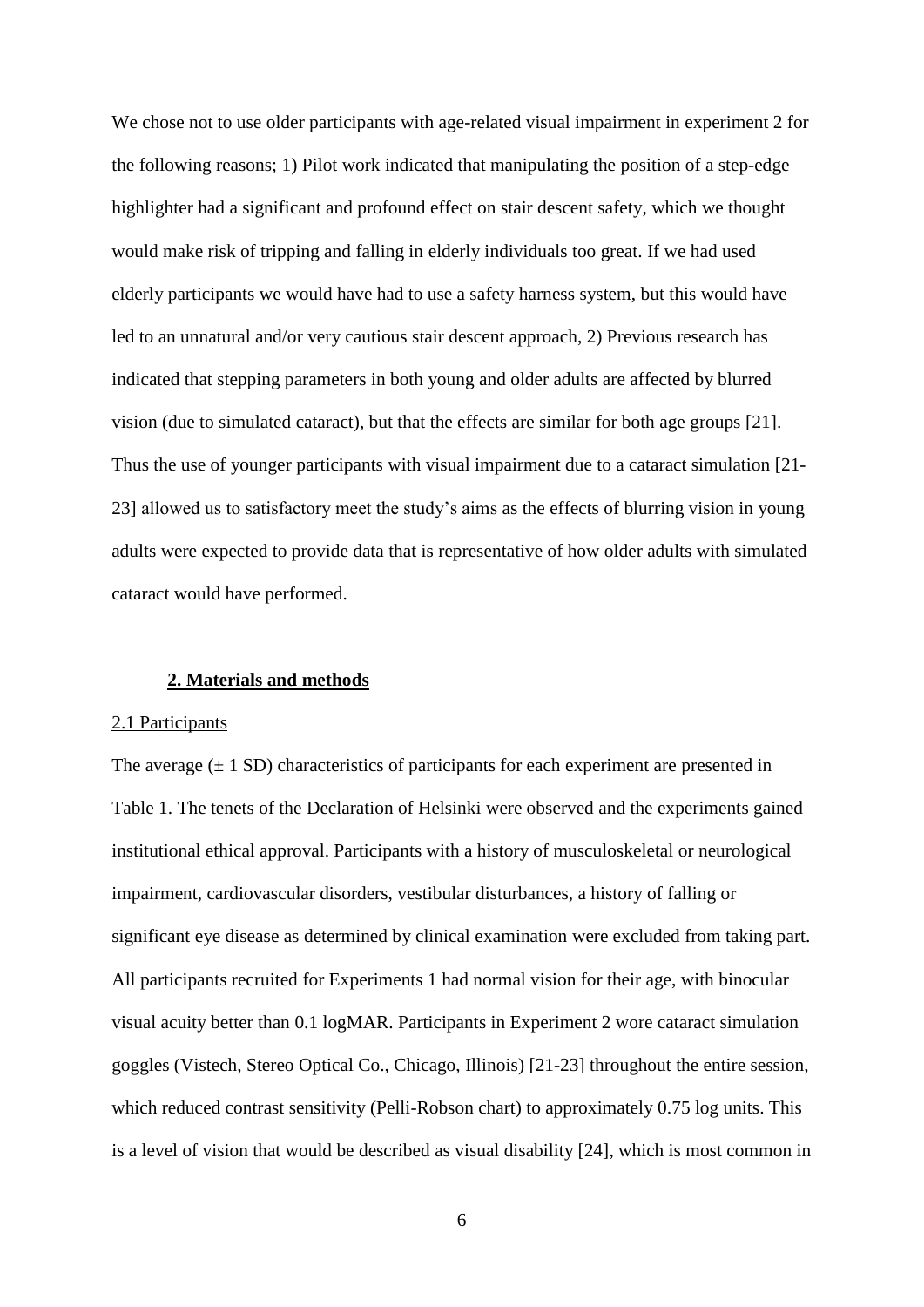We chose not to use older participants with age-related visual impairment in experiment 2 for the following reasons; 1) Pilot work indicated that manipulating the position of a step-edge highlighter had a significant and profound effect on stair descent safety, which we thought would make risk of tripping and falling in elderly individuals too great. If we had used elderly participants we would have had to use a safety harness system, but this would have led to an unnatural and/or very cautious stair descent approach, 2) Previous research has indicated that stepping parameters in both young and older adults are affected by blurred vision (due to simulated cataract), but that the effects are similar for both age groups [21]. Thus the use of younger participants with visual impairment due to a cataract simulation [21-23] allowed us to satisfactory meet the study's aims as the effects of blurring vision in young adults were expected to provide data that is representative of how older adults with simulated cataract would have performed.

## 2. Materials and methods

### 2.1 Participants

The average (± 1 SD) characteristics of participants for each experiment are presented in Table 1. The tenets of the Declaration of Helsinki were observed and the experiments gained institutional ethical approval. Participants with a history of musculoskeletal or neurological impairment, cardiovascular disorders, vestibular disturbances, a history of falling or significant eye disease as determined by clinical examination were excluded from taking part. All participants recruited for Experiments 1 had normal vision for their age, with binocular visual acuity better than 0.1 logMAR. Participants in Experiment 2 wore cataract simulation goggles (Vistech, Stereo Optical Co., Chicago, Illinois) [21-23] throughout the entire session, which reduced contrast sensitivity (Pelli-Robson chart) to approximately 0.75 log units. This is a level of vision that would be described as visual disability [24], which is most common in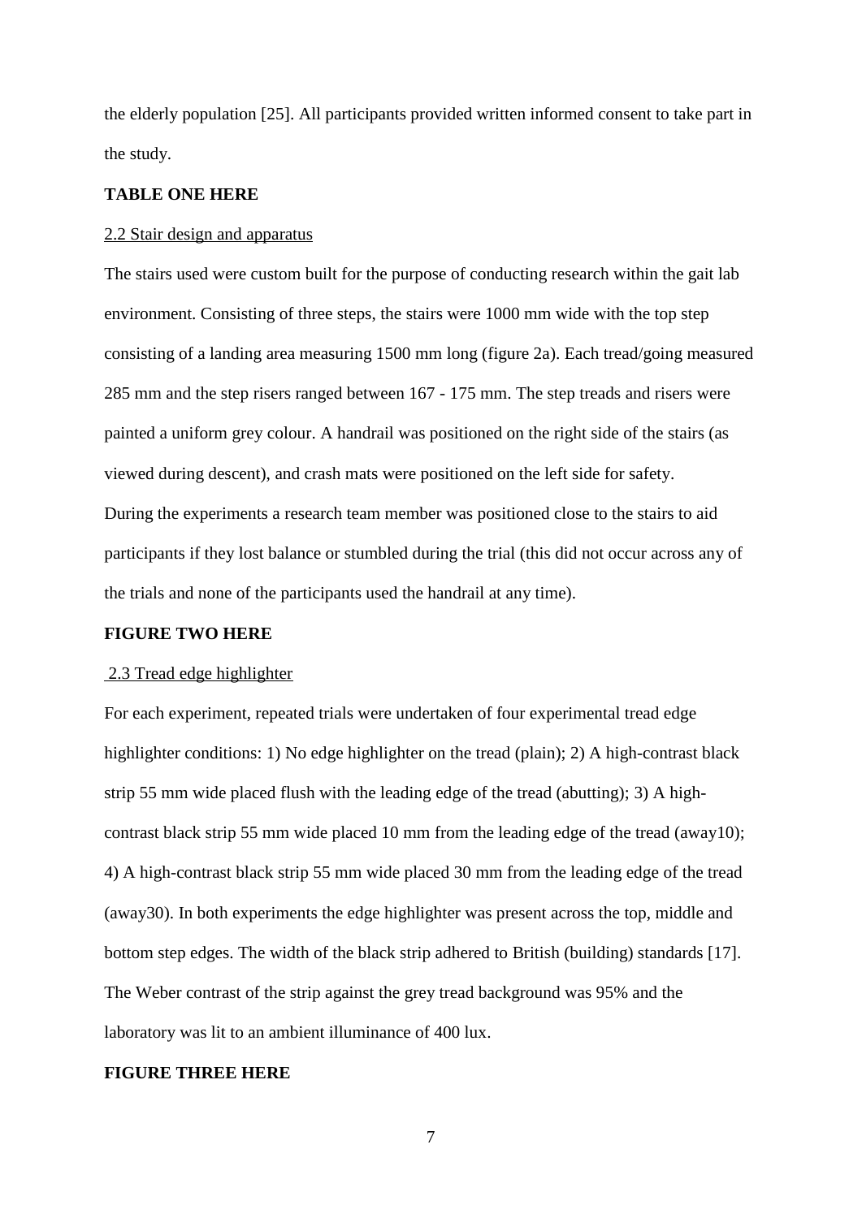the elderly population [25]. All participants provided written informed consent to take part in the study.

**TABLE ONE HERE**

2.2 Stair design and apparatus

The stairs used were custom built for the purpose of conducting research within the gait lab environment. Consisting of three steps, the stairs were 1000 mm wide with the top step consisting of a landing area measuring 1500 mm long (figure 2a). Each tread/going measured 285 mm and the step risers ranged between 167 - 175 mm. The step treads and risers were painted a uniform grey colour. A handrail was positioned on the right side of the stairs (as viewed during descent), and crash mats were positioned on the left side for safety.
During the experiments a research team member was positioned close to the stairs to aid participants if they lost balance or stumbled during the trial (this did not occur across any of the trials and none of the participants used the handrail at any time).

**FIGURE TWO HERE**

2.3 Tread edge highlighter

For each experiment, repeated trials were undertaken of four experimental tread edge highlighter conditions: 1) No edge highlighter on the tread (plain); 2) A high-contrast black strip 55 mm wide placed flush with the leading edge of the tread (abutting); 3) A high-contrast black strip 55 mm wide placed 10 mm from the leading edge of the tread (away10); 4) A high-contrast black strip 55 mm wide placed 30 mm from the leading edge of the tread (away30). In both experiments the edge highlighter was present across the top, middle and bottom step edges. The width of the black strip adhered to British (building) standards [17]. The Weber contrast of the strip against the grey tread background was 95% and the laboratory was lit to an ambient illuminance of 400 lux.

**FIGURE THREE HERE**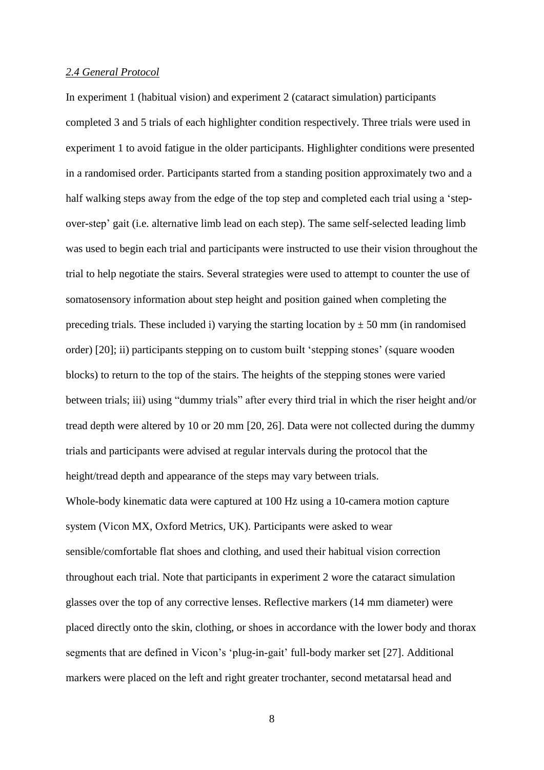*2.4 General Protocol*

In experiment 1 (habitual vision) and experiment 2 (cataract simulation) participants completed 3 and 5 trials of each highlighter condition respectively. Three trials were used in experiment 1 to avoid fatigue in the older participants. Highlighter conditions were presented in a randomised order. Participants started from a standing position approximately two and a half walking steps away from the edge of the top step and completed each trial using a 'step-over-step' gait (i.e. alternative limb lead on each step). The same self-selected leading limb was used to begin each trial and participants were instructed to use their vision throughout the trial to help negotiate the stairs. Several strategies were used to attempt to counter the use of somatosensory information about step height and position gained when completing the preceding trials. These included i) varying the starting location by ± 50 mm (in randomised order) [20]; ii) participants stepping on to custom built 'stepping stones' (square wooden blocks) to return to the top of the stairs. The heights of the stepping stones were varied between trials; iii) using "dummy trials" after every third trial in which the riser height and/or tread depth were altered by 10 or 20 mm [20, 26]. Data were not collected during the dummy trials and participants were advised at regular intervals during the protocol that the height/tread depth and appearance of the steps may vary between trials.

Whole-body kinematic data were captured at 100 Hz using a 10-camera motion capture system (Vicon MX, Oxford Metrics, UK). Participants were asked to wear sensible/comfortable flat shoes and clothing, and used their habitual vision correction throughout each trial. Note that participants in experiment 2 wore the cataract simulation glasses over the top of any corrective lenses. Reflective markers (14 mm diameter) were placed directly onto the skin, clothing, or shoes in accordance with the lower body and thorax segments that are defined in Vicon's 'plug-in-gait' full-body marker set [27]. Additional markers were placed on the left and right greater trochanter, second metatarsal head and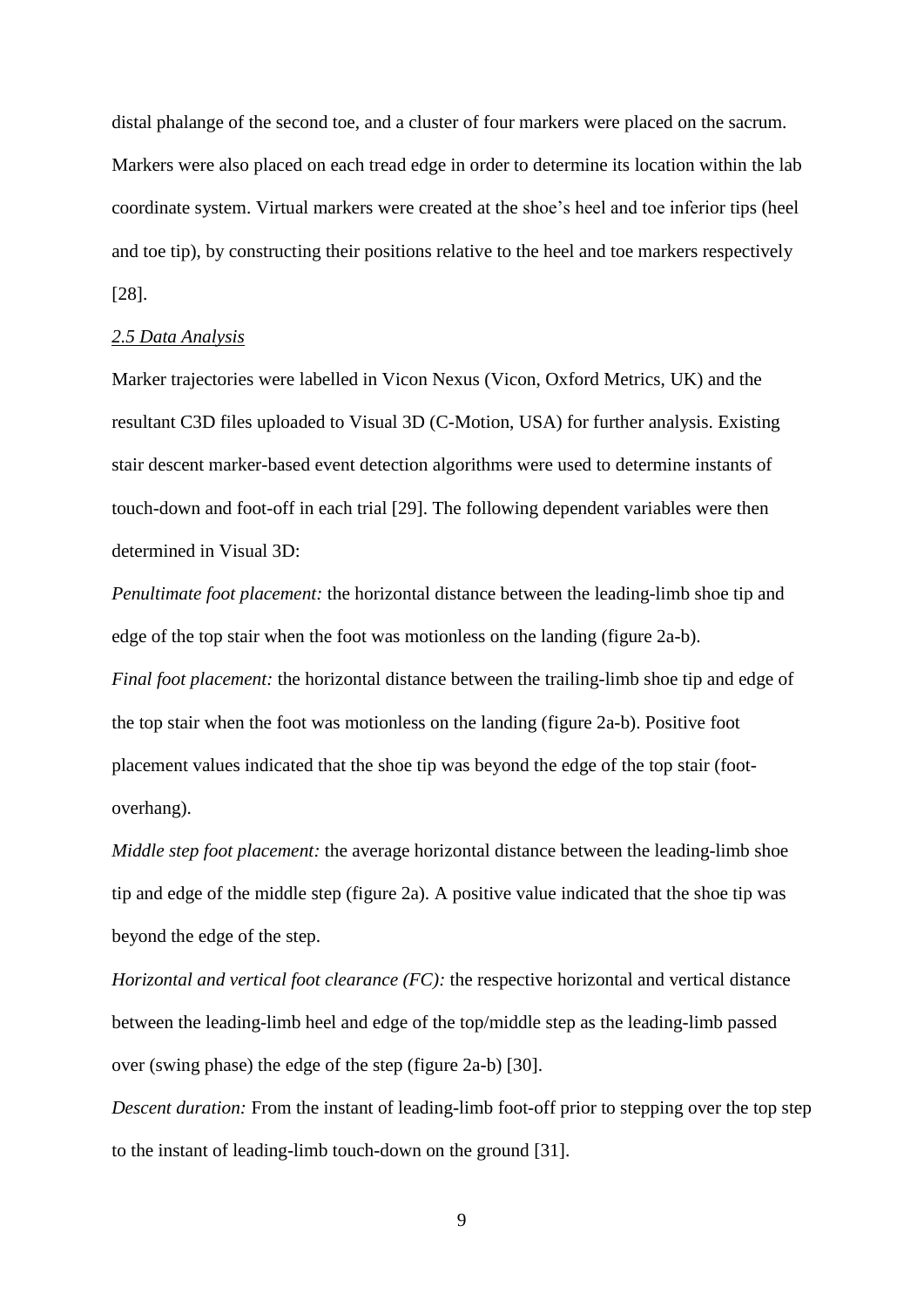distal phalange of the second toe, and a cluster of four markers were placed on the sacrum. Markers were also placed on each tread edge in order to determine its location within the lab coordinate system. Virtual markers were created at the shoe's heel and toe inferior tips (heel and toe tip), by constructing their positions relative to the heel and toe markers respectively [28].

### *2.5 Data Analysis*

Marker trajectories were labelled in Vicon Nexus (Vicon, Oxford Metrics, UK) and the resultant C3D files uploaded to Visual 3D (C-Motion, USA) for further analysis. Existing stair descent marker-based event detection algorithms were used to determine instants of touch-down and foot-off in each trial [29]. The following dependent variables were then determined in Visual 3D:

*Penultimate foot placement:* the horizontal distance between the leading-limb shoe tip and edge of the top stair when the foot was motionless on the landing (figure 2a-b).

*Final foot placement:* the horizontal distance between the trailing-limb shoe tip and edge of the top stair when the foot was motionless on the landing (figure 2a-b). Positive foot placement values indicated that the shoe tip was beyond the edge of the top stair (foot-overhang).

*Middle step foot placement:* the average horizontal distance between the leading-limb shoe tip and edge of the middle step (figure 2a). A positive value indicated that the shoe tip was beyond the edge of the step.

*Horizontal and vertical foot clearance (FC):* the respective horizontal and vertical distance between the leading-limb heel and edge of the top/middle step as the leading-limb passed over (swing phase) the edge of the step (figure 2a-b) [30].

*Descent duration:* From the instant of leading-limb foot-off prior to stepping over the top step to the instant of leading-limb touch-down on the ground [31].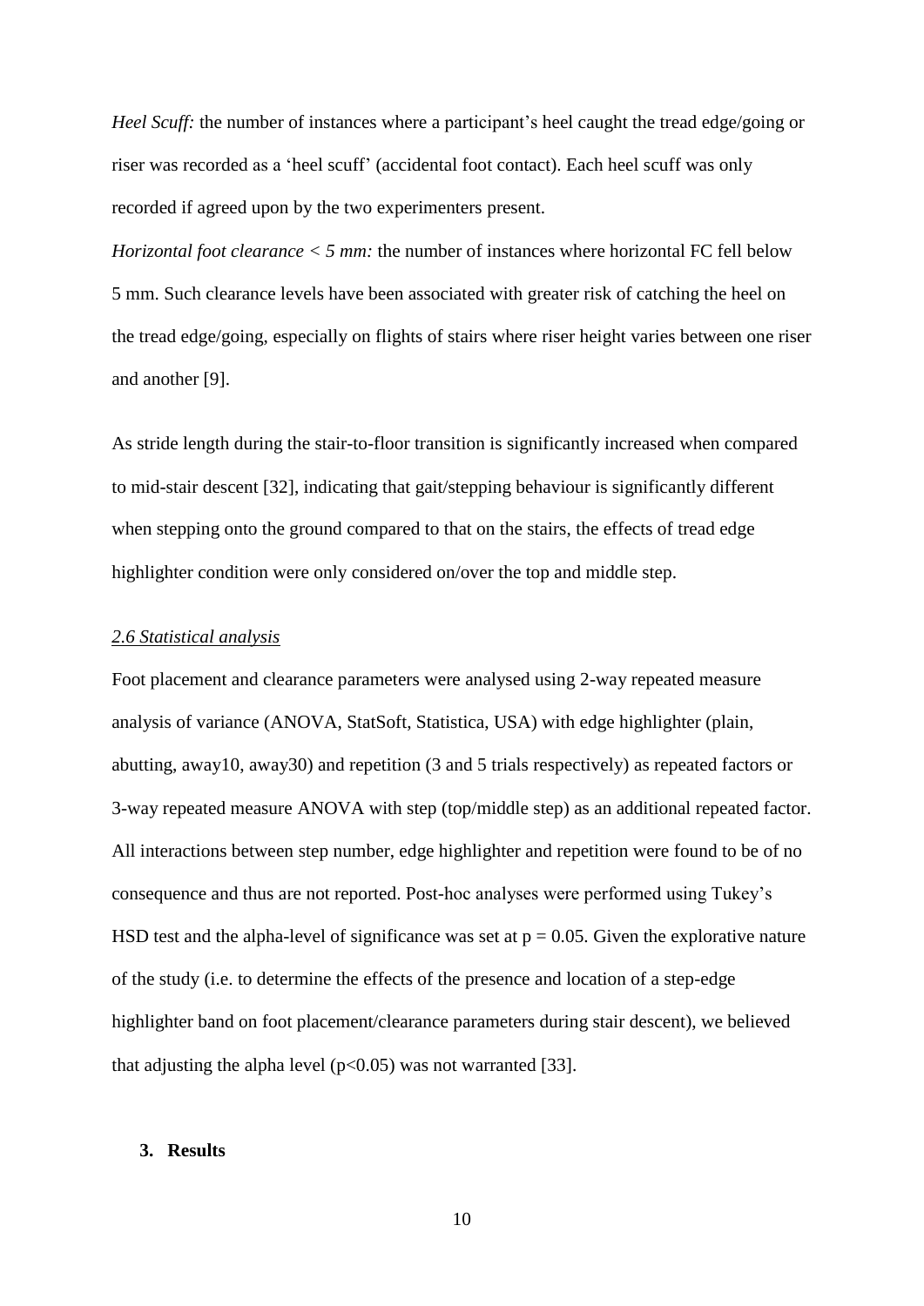*Heel Scuff:* the number of instances where a participant's heel caught the tread edge/going or riser was recorded as a 'heel scuff' (accidental foot contact). Each heel scuff was only recorded if agreed upon by the two experimenters present.

*Horizontal foot clearance < 5 mm:* the number of instances where horizontal FC fell below 5 mm. Such clearance levels have been associated with greater risk of catching the heel on the tread edge/going, especially on flights of stairs where riser height varies between one riser and another [9].

As stride length during the stair-to-floor transition is significantly increased when compared to mid-stair descent [32], indicating that gait/stepping behaviour is significantly different when stepping onto the ground compared to that on the stairs, the effects of tread edge highlighter condition were only considered on/over the top and middle step.

### 2.6 Statistical analysis

Foot placement and clearance parameters were analysed using 2-way repeated measure analysis of variance (ANOVA, StatSoft, Statistica, USA) with edge highlighter (plain, abutting, away10, away30) and repetition (3 and 5 trials respectively) as repeated factors or 3-way repeated measure ANOVA with step (top/middle step) as an additional repeated factor. All interactions between step number, edge highlighter and repetition were found to be of no consequence and thus are not reported. Post-hoc analyses were performed using Tukey's HSD test and the alpha-level of significance was set at $p = 0.05$. Given the explorative nature of the study (i.e. to determine the effects of the presence and location of a step-edge highlighter band on foot placement/clearance parameters during stair descent), we believed that adjusting the alpha level ($p<0.05$) was not warranted [33].

## 3. Results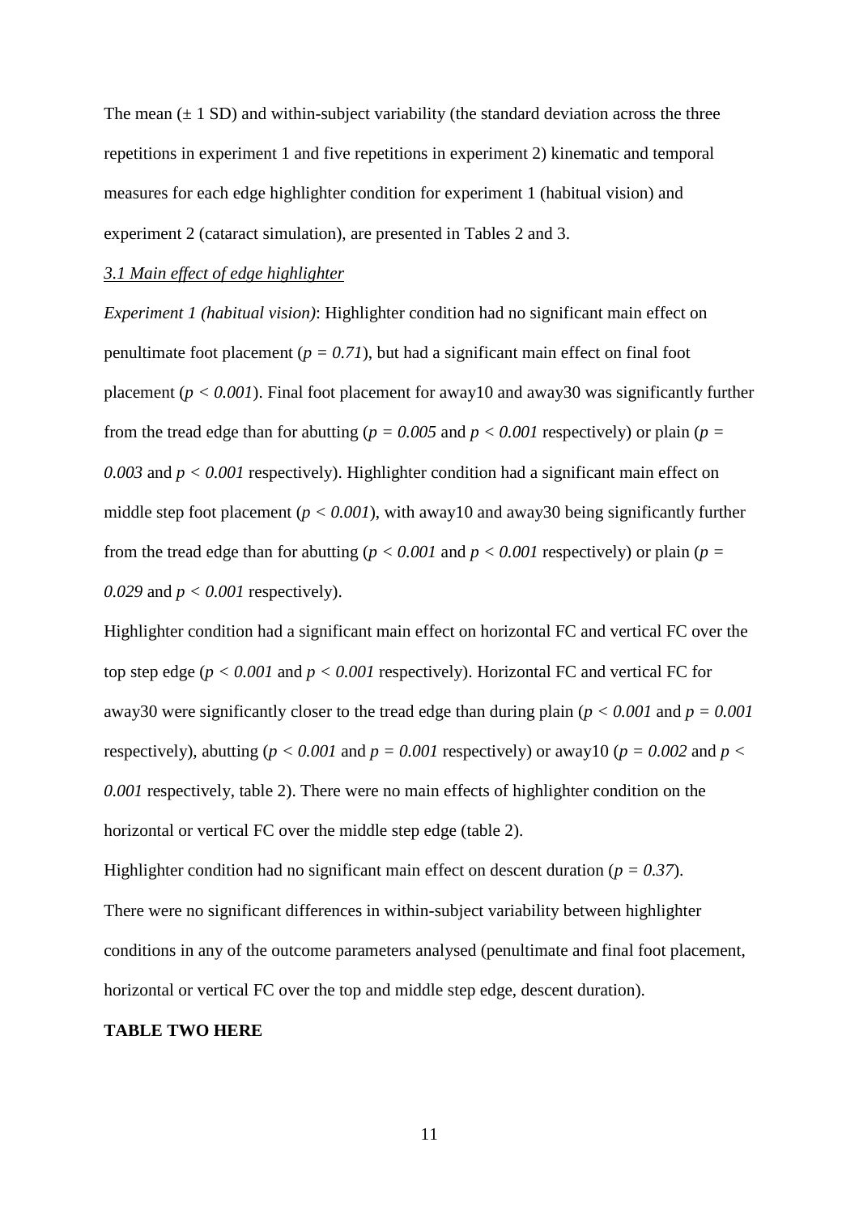The mean (± 1 SD) and within-subject variability (the standard deviation across the three repetitions in experiment 1 and five repetitions in experiment 2) kinematic and temporal measures for each edge highlighter condition for experiment 1 (habitual vision) and experiment 2 (cataract simulation), are presented in Tables 2 and 3.

### *3.1 Main effect of edge highlighter*

*Experiment 1 (habitual vision)*: Highlighter condition had no significant main effect on penultimate foot placement ($p = 0.71$), but had a significant main effect on final foot placement ($p < 0.001$). Final foot placement for away10 and away30 was significantly further from the tread edge than for abutting ($p = 0.005$ and $p < 0.001$ respectively) or plain ($p = 0.003$ and $p < 0.001$ respectively). Highlighter condition had a significant main effect on middle step foot placement ($p < 0.001$), with away10 and away30 being significantly further from the tread edge than for abutting ($p < 0.001$ and $p < 0.001$ respectively) or plain ($p = 0.029$ and $p < 0.001$ respectively).

Highlighter condition had a significant main effect on horizontal FC and vertical FC over the top step edge ($p < 0.001$ and $p < 0.001$ respectively). Horizontal FC and vertical FC for away30 were significantly closer to the tread edge than during plain ($p < 0.001$ and $p = 0.001$ respectively), abutting ($p < 0.001$ and $p = 0.001$ respectively) or away10 ($p = 0.002$ and $p < 0.001$ respectively, table 2). There were no main effects of highlighter condition on the horizontal or vertical FC over the middle step edge (table 2).

Highlighter condition had no significant main effect on descent duration ($p = 0.37$).

There were no significant differences in within-subject variability between highlighter conditions in any of the outcome parameters analysed (penultimate and final foot placement, horizontal or vertical FC over the top and middle step edge, descent duration).

**TABLE TWO HERE**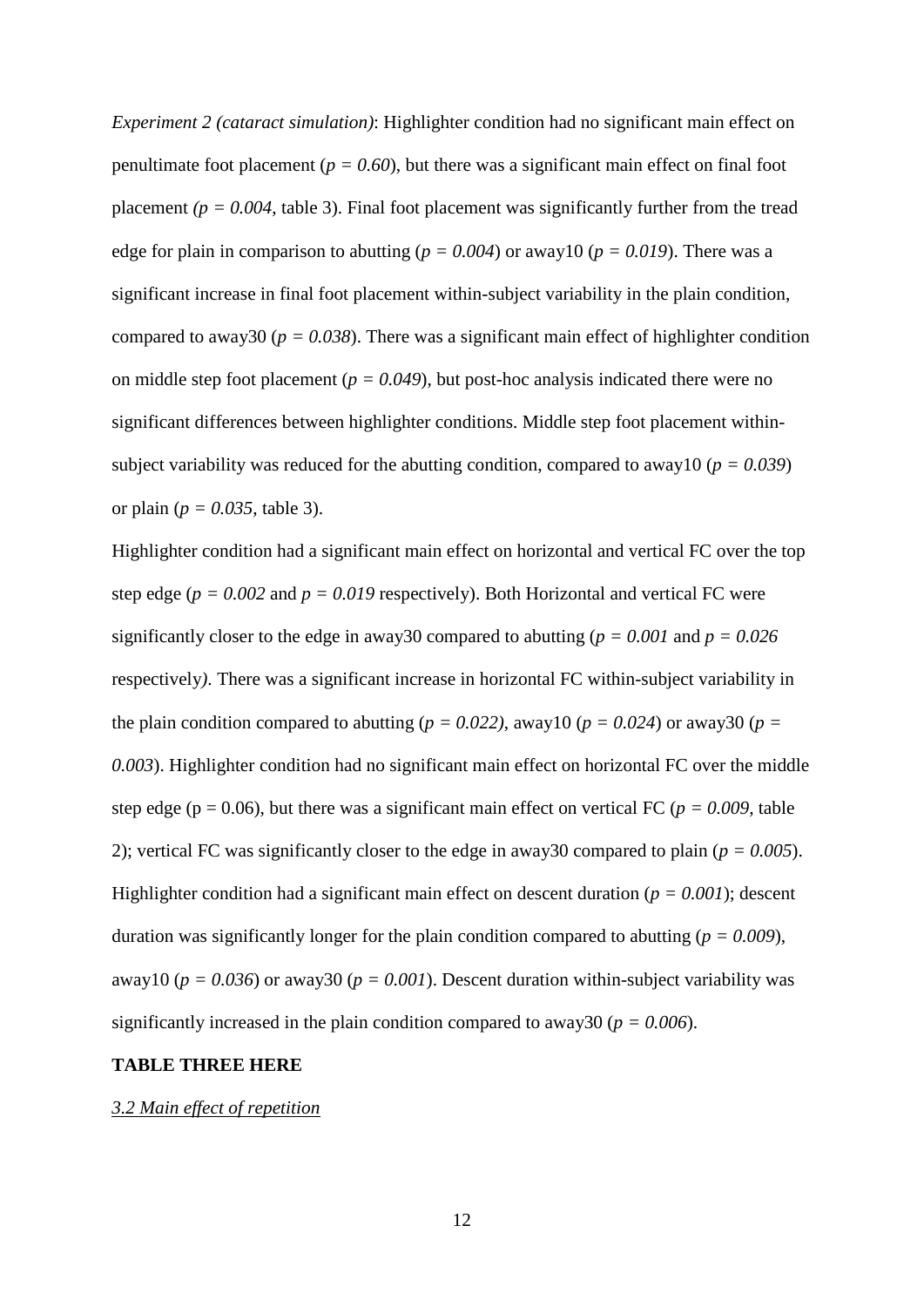*Experiment 2 (cataract simulation)*: Highlighter condition had no significant main effect on penultimate foot placement ($p = 0.60$), but there was a significant main effect on final foot placement ($p = 0.004$, table 3). Final foot placement was significantly further from the tread edge for plain in comparison to abutting ($p = 0.004$) or away10 ($p = 0.019$). There was a significant increase in final foot placement within-subject variability in the plain condition, compared to away30 ($p = 0.038$). There was a significant main effect of highlighter condition on middle step foot placement ($p = 0.049$), but post-hoc analysis indicated there were no significant differences between highlighter conditions. Middle step foot placement within-subject variability was reduced for the abutting condition, compared to away10 ($p = 0.039$) or plain ($p = 0.035$, table 3).

Highlighter condition had a significant main effect on horizontal and vertical FC over the top step edge ($p = 0.002$ and $p = 0.019$ respectively). Both Horizontal and vertical FC were significantly closer to the edge in away30 compared to abutting ($p = 0.001$ and $p = 0.026$ respectively). There was a significant increase in horizontal FC within-subject variability in the plain condition compared to abutting ($p = 0.022$), away10 ($p = 0.024$) or away30 ($p = 0.003$). Highlighter condition had no significant main effect on horizontal FC over the middle step edge ($p = 0.06$), but there was a significant main effect on vertical FC ($p = 0.009$, table 2); vertical FC was significantly closer to the edge in away30 compared to plain ($p = 0.005$). Highlighter condition had a significant main effect on descent duration ($p = 0.001$); descent duration was significantly longer for the plain condition compared to abutting ($p = 0.009$), away10 ($p = 0.036$) or away30 ($p = 0.001$). Descent duration within-subject variability was significantly increased in the plain condition compared to away30 ($p = 0.006$).

**TABLE THREE HERE**

### 3.2 Main effect of repetition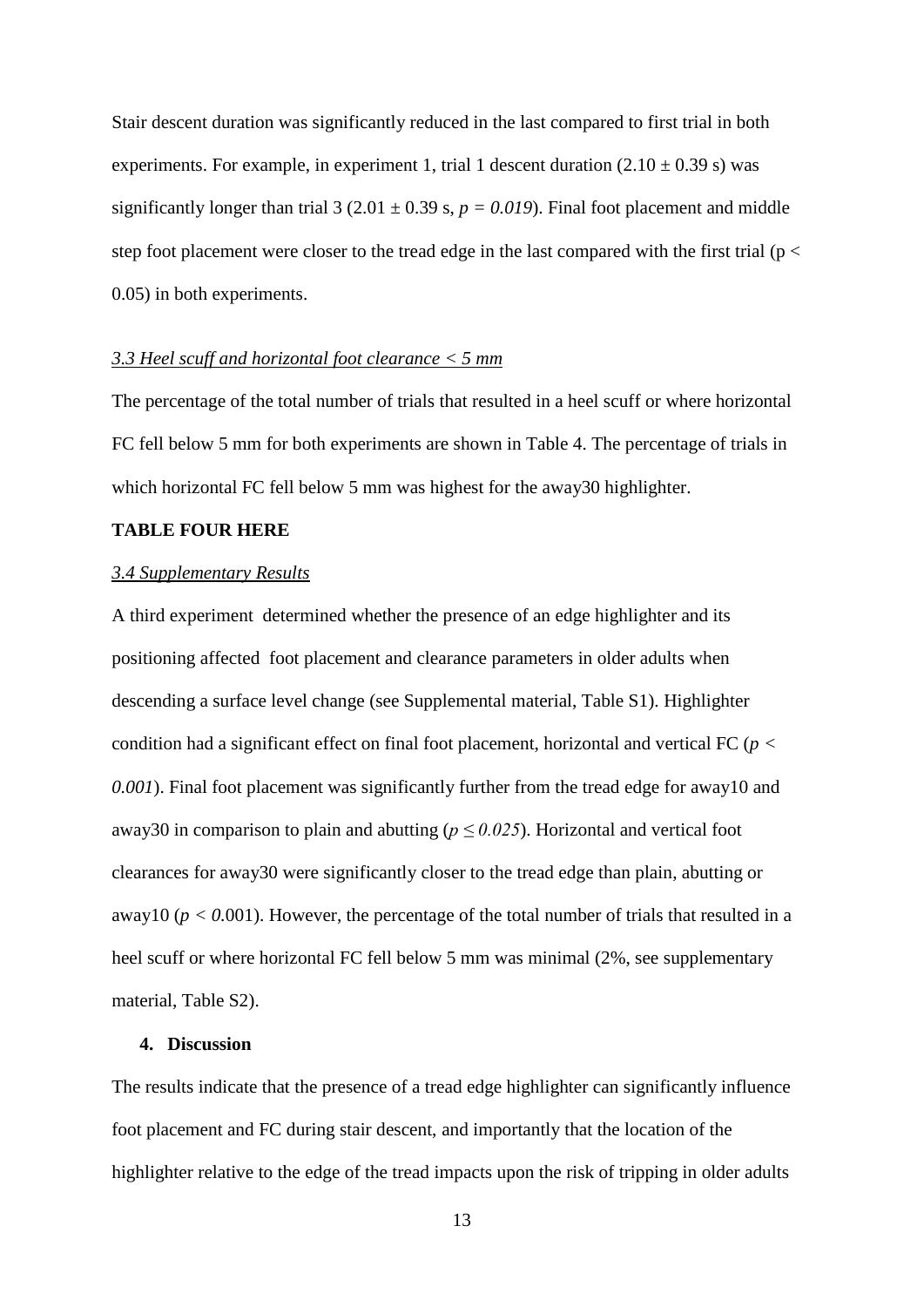Stair descent duration was significantly reduced in the last compared to first trial in both experiments. For example, in experiment 1, trial 1 descent duration ($2.10 \pm 0.39$ s) was significantly longer than trial 3 ($2.01 \pm 0.39$ s, $p = 0.019$). Final foot placement and middle step foot placement were closer to the tread edge in the last compared with the first trial ($p < 0.05$) in both experiments.

### *3.3 Heel scuff and horizontal foot clearance < 5 mm*

The percentage of the total number of trials that resulted in a heel scuff or where horizontal FC fell below 5 mm for both experiments are shown in Table 4. The percentage of trials in which horizontal FC fell below 5 mm was highest for the away30 highlighter.

**TABLE FOUR HERE**

### *3.4 Supplementary Results*

A third experiment determined whether the presence of an edge highlighter and its positioning affected foot placement and clearance parameters in older adults when descending a surface level change (see Supplemental material, Table S1). Highlighter condition had a significant effect on final foot placement, horizontal and vertical FC ($p < 0.001$). Final foot placement was significantly further from the tread edge for away10 and away30 in comparison to plain and abutting ($p \leq 0.025$). Horizontal and vertical foot clearances for away30 were significantly closer to the tread edge than plain, abutting or away10 ($p < 0.001$). However, the percentage of the total number of trials that resulted in a heel scuff or where horizontal FC fell below 5 mm was minimal (2%, see supplementary material, Table S2).

## 4. Discussion

The results indicate that the presence of a tread edge highlighter can significantly influence foot placement and FC during stair descent, and importantly that the location of the highlighter relative to the edge of the tread impacts upon the risk of tripping in older adults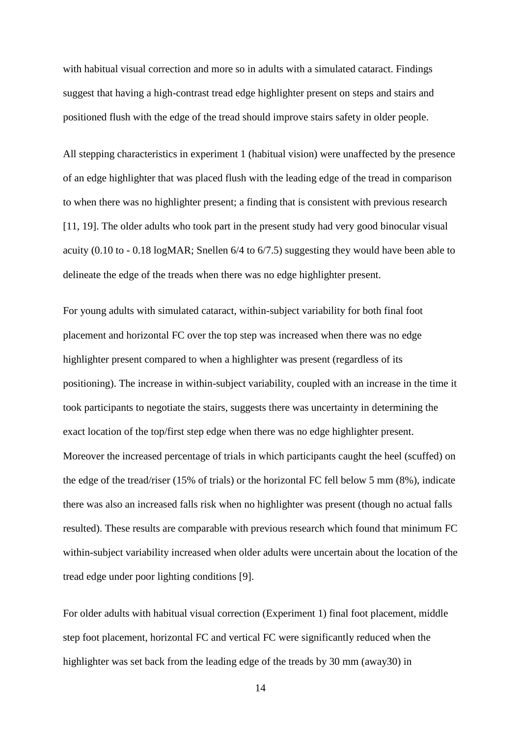with habitual visual correction and more so in adults with a simulated cataract. Findings suggest that having a high-contrast tread edge highlighter present on steps and stairs and positioned flush with the edge of the tread should improve stairs safety in older people.

All stepping characteristics in experiment 1 (habitual vision) were unaffected by the presence of an edge highlighter that was placed flush with the leading edge of the tread in comparison to when there was no highlighter present; a finding that is consistent with previous research [11, 19]. The older adults who took part in the present study had very good binocular visual acuity (0.10 to - 0.18 logMAR; Snellen 6/4 to 6/7.5) suggesting they would have been able to delineate the edge of the treads when there was no edge highlighter present.

For young adults with simulated cataract, within-subject variability for both final foot placement and horizontal FC over the top step was increased when there was no edge highlighter present compared to when a highlighter was present (regardless of its positioning). The increase in within-subject variability, coupled with an increase in the time it took participants to negotiate the stairs, suggests there was uncertainty in determining the exact location of the top/first step edge when there was no edge highlighter present. Moreover the increased percentage of trials in which participants caught the heel (scuffed) on the edge of the tread/riser (15% of trials) or the horizontal FC fell below 5 mm (8%), indicate there was also an increased falls risk when no highlighter was present (though no actual falls resulted). These results are comparable with previous research which found that minimum FC within-subject variability increased when older adults were uncertain about the location of the tread edge under poor lighting conditions [9].

For older adults with habitual visual correction (Experiment 1) final foot placement, middle step foot placement, horizontal FC and vertical FC were significantly reduced when the highlighter was set back from the leading edge of the treads by 30 mm (away30) in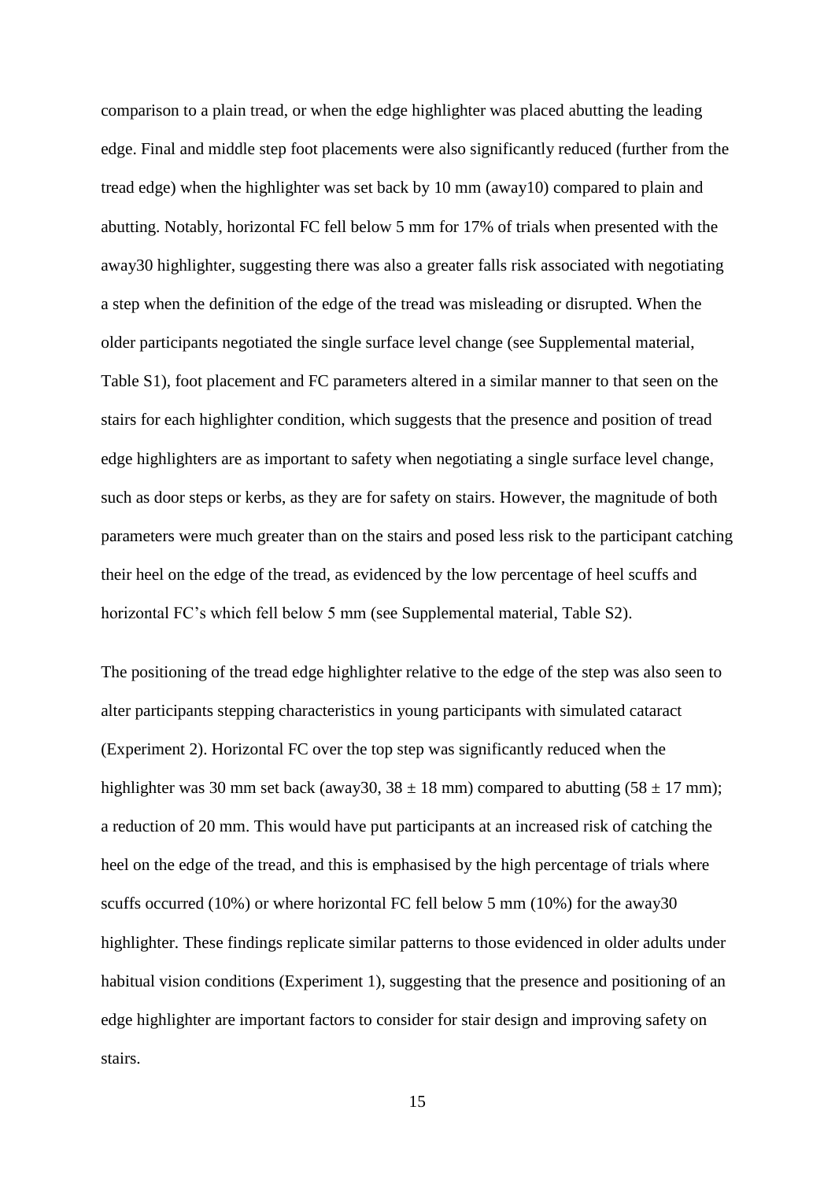comparison to a plain tread, or when the edge highlighter was placed abutting the leading edge. Final and middle step foot placements were also significantly reduced (further from the tread edge) when the highlighter was set back by 10 mm (away10) compared to plain and abutting. Notably, horizontal FC fell below 5 mm for 17% of trials when presented with the away30 highlighter, suggesting there was also a greater falls risk associated with negotiating a step when the definition of the edge of the tread was misleading or disrupted. When the older participants negotiated the single surface level change (see Supplemental material, Table S1), foot placement and FC parameters altered in a similar manner to that seen on the stairs for each highlighter condition, which suggests that the presence and position of tread edge highlighters are as important to safety when negotiating a single surface level change, such as door steps or kerbs, as they are for safety on stairs. However, the magnitude of both parameters were much greater than on the stairs and posed less risk to the participant catching their heel on the edge of the tread, as evidenced by the low percentage of heel scuffs and horizontal FC's which fell below 5 mm (see Supplemental material, Table S2).

The positioning of the tread edge highlighter relative to the edge of the step was also seen to alter participants stepping characteristics in young participants with simulated cataract (Experiment 2). Horizontal FC over the top step was significantly reduced when the highlighter was 30 mm set back (away30, $38 \pm 18$ mm) compared to abutting ($58 \pm 17$ mm); a reduction of 20 mm. This would have put participants at an increased risk of catching the heel on the edge of the tread, and this is emphasised by the high percentage of trials where scuffs occurred (10%) or where horizontal FC fell below 5 mm (10%) for the away30 highlighter. These findings replicate similar patterns to those evidenced in older adults under habitual vision conditions (Experiment 1), suggesting that the presence and positioning of an edge highlighter are important factors to consider for stair design and improving safety on stairs.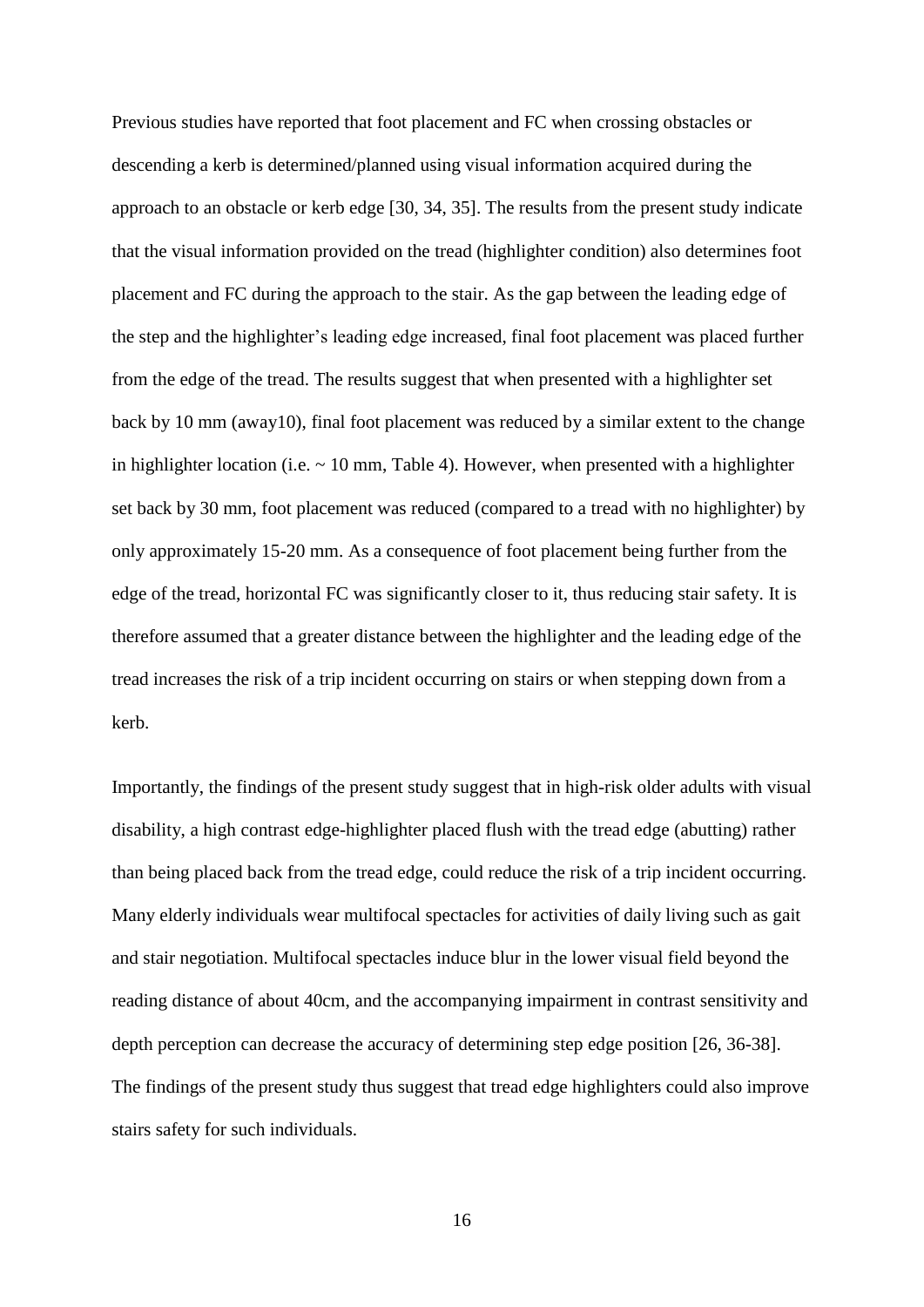Previous studies have reported that foot placement and FC when crossing obstacles or descending a kerb is determined/planned using visual information acquired during the approach to an obstacle or kerb edge [30, 34, 35]. The results from the present study indicate that the visual information provided on the tread (highlighter condition) also determines foot placement and FC during the approach to the stair. As the gap between the leading edge of the step and the highlighter's leading edge increased, final foot placement was placed further from the edge of the tread. The results suggest that when presented with a highlighter set back by 10 mm (away10), final foot placement was reduced by a similar extent to the change in highlighter location (i.e. ~ 10 mm, Table 4). However, when presented with a highlighter set back by 30 mm, foot placement was reduced (compared to a tread with no highlighter) by only approximately 15-20 mm. As a consequence of foot placement being further from the edge of the tread, horizontal FC was significantly closer to it, thus reducing stair safety. It is therefore assumed that a greater distance between the highlighter and the leading edge of the tread increases the risk of a trip incident occurring on stairs or when stepping down from a kerb.

Importantly, the findings of the present study suggest that in high-risk older adults with visual disability, a high contrast edge-highlighter placed flush with the tread edge (abutting) rather than being placed back from the tread edge, could reduce the risk of a trip incident occurring. Many elderly individuals wear multifocal spectacles for activities of daily living such as gait and stair negotiation. Multifocal spectacles induce blur in the lower visual field beyond the reading distance of about 40cm, and the accompanying impairment in contrast sensitivity and depth perception can decrease the accuracy of determining step edge position [26, 36-38]. The findings of the present study thus suggest that tread edge highlighters could also improve stairs safety for such individuals.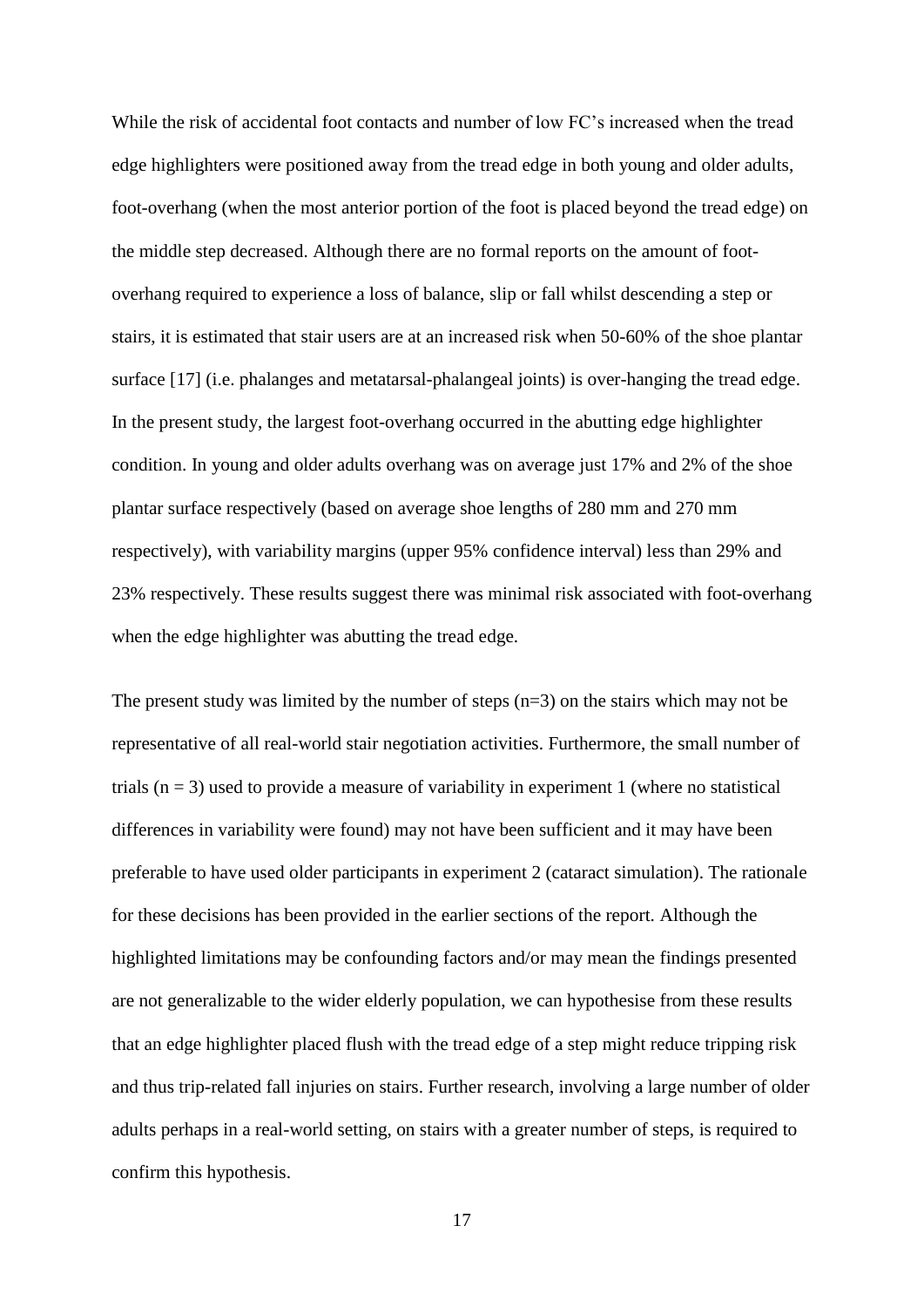While the risk of accidental foot contacts and number of low FC's increased when the tread edge highlighters were positioned away from the tread edge in both young and older adults, foot-overhang (when the most anterior portion of the foot is placed beyond the tread edge) on the middle step decreased. Although there are no formal reports on the amount of foot-overhang required to experience a loss of balance, slip or fall whilst descending a step or stairs, it is estimated that stair users are at an increased risk when 50-60% of the shoe plantar surface [17] (i.e. phalanges and metatarsal-phalangeal joints) is over-hanging the tread edge. In the present study, the largest foot-overhang occurred in the abutting edge highlighter condition. In young and older adults overhang was on average just 17% and 2% of the shoe plantar surface respectively (based on average shoe lengths of 280 mm and 270 mm respectively), with variability margins (upper 95% confidence interval) less than 29% and 23% respectively. These results suggest there was minimal risk associated with foot-overhang when the edge highlighter was abutting the tread edge.

The present study was limited by the number of steps (n=3) on the stairs which may not be representative of all real-world stair negotiation activities. Furthermore, the small number of trials (n = 3) used to provide a measure of variability in experiment 1 (where no statistical differences in variability were found) may not have been sufficient and it may have been preferable to have used older participants in experiment 2 (cataract simulation). The rationale for these decisions has been provided in the earlier sections of the report. Although the highlighted limitations may be confounding factors and/or may mean the findings presented are not generalizable to the wider elderly population, we can hypothesise from these results that an edge highlighter placed flush with the tread edge of a step might reduce tripping risk and thus trip-related fall injuries on stairs. Further research, involving a large number of older adults perhaps in a real-world setting, on stairs with a greater number of steps, is required to confirm this hypothesis.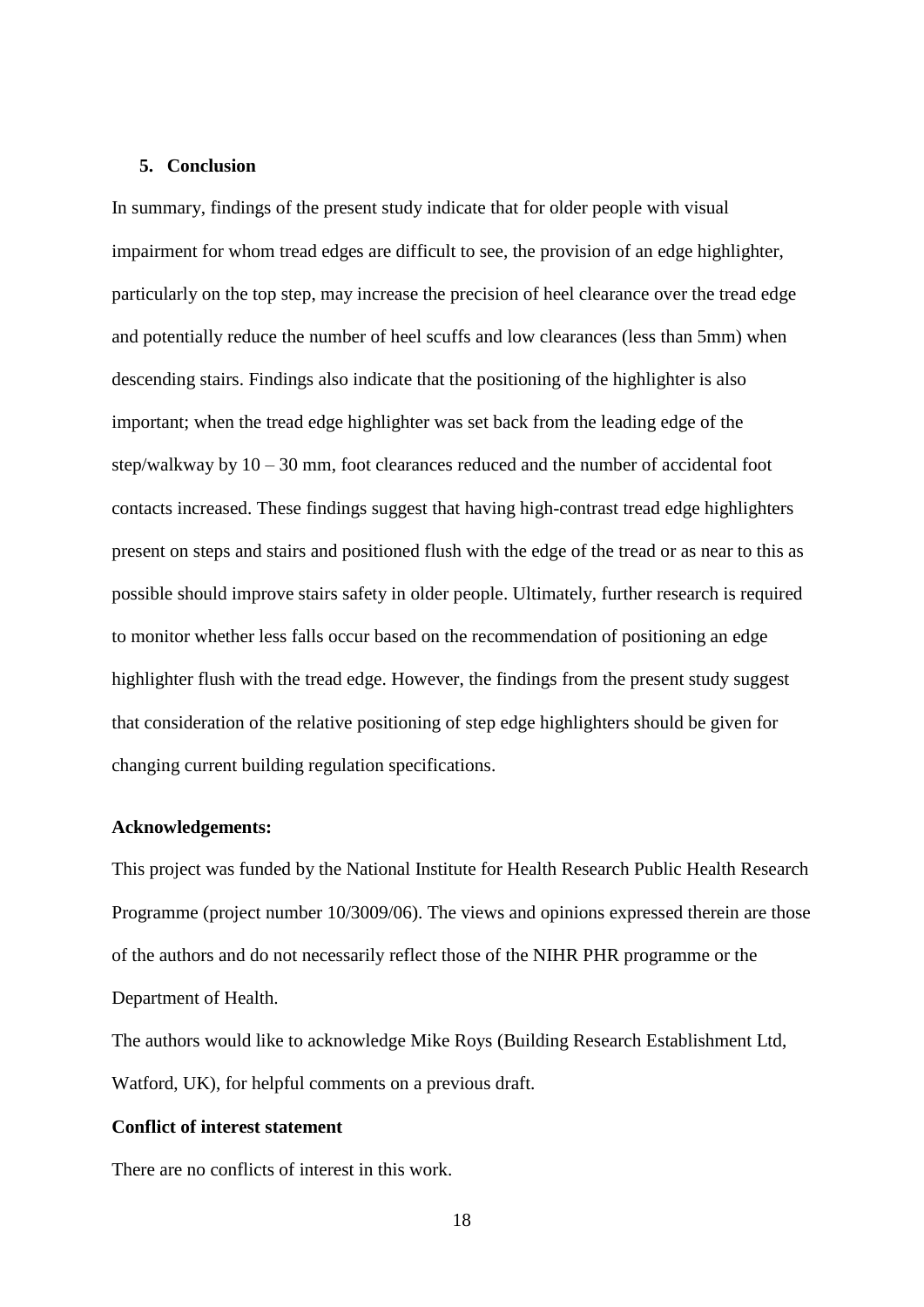## 5. Conclusion

In summary, findings of the present study indicate that for older people with visual impairment for whom tread edges are difficult to see, the provision of an edge highlighter, particularly on the top step, may increase the precision of heel clearance over the tread edge and potentially reduce the number of heel scuffs and low clearances (less than 5mm) when descending stairs. Findings also indicate that the positioning of the highlighter is also important; when the tread edge highlighter was set back from the leading edge of the step/walkway by 10 – 30 mm, foot clearances reduced and the number of accidental foot contacts increased. These findings suggest that having high-contrast tread edge highlighters present on steps and stairs and positioned flush with the edge of the tread or as near to this as possible should improve stairs safety in older people. Ultimately, further research is required to monitor whether less falls occur based on the recommendation of positioning an edge highlighter flush with the tread edge. However, the findings from the present study suggest that consideration of the relative positioning of step edge highlighters should be given for changing current building regulation specifications.

**Acknowledgements:**

This project was funded by the National Institute for Health Research Public Health Research Programme (project number 10/3009/06). The views and opinions expressed therein are those of the authors and do not necessarily reflect those of the NIHR PHR programme or the Department of Health.

The authors would like to acknowledge Mike Roys (Building Research Establishment Ltd, Watford, UK), for helpful comments on a previous draft.

**Conflict of interest statement**

There are no conflicts of interest in this work.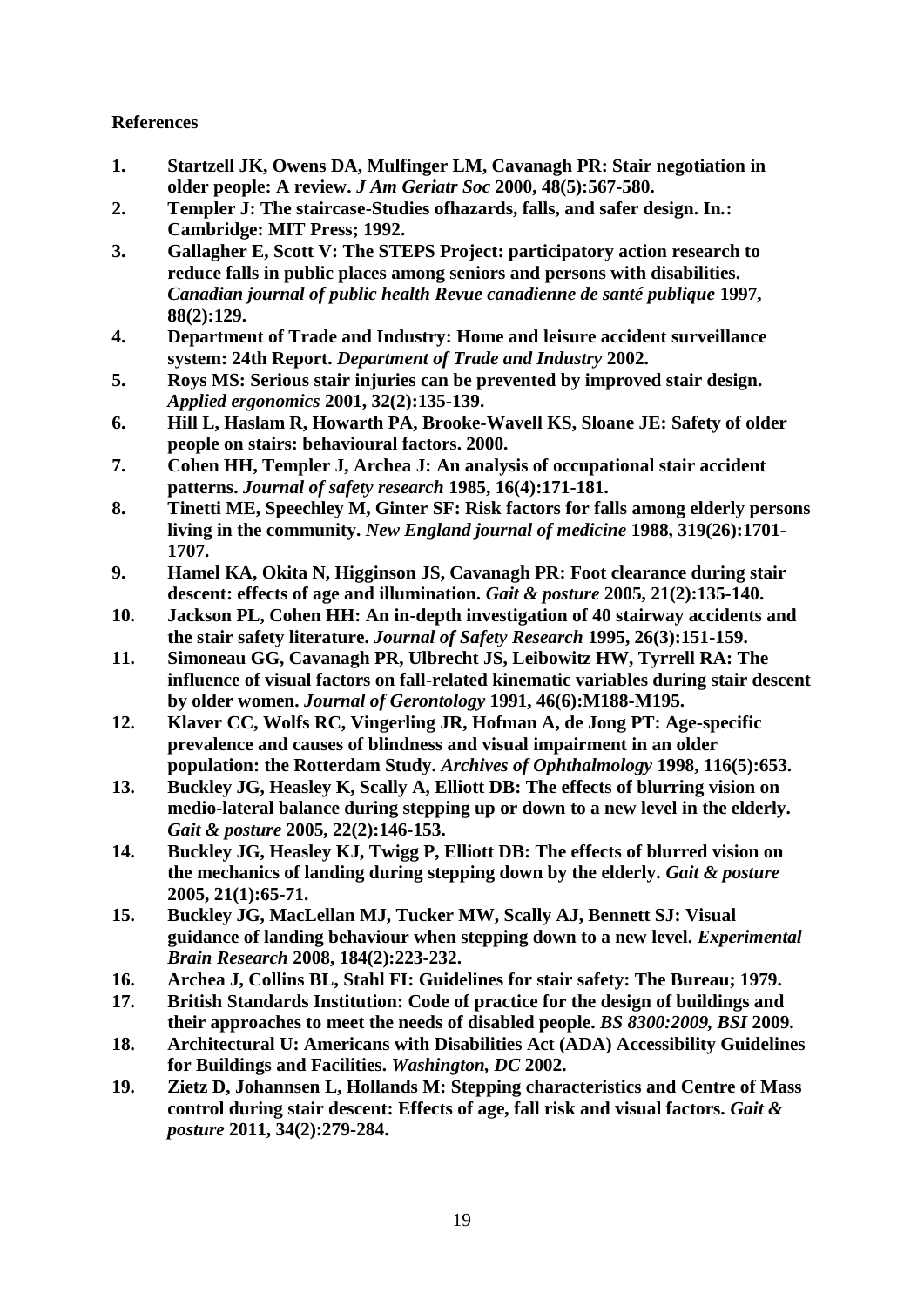**References**

1. **Startzell JK, Owens DA, Mulfinger LM, Cavanagh PR: Stair negotiation in older people: A review.** ***J Am Geriatr Soc*** **2000, 48(5):567-580.**
2. **Templer J: The staircase-Studies ofhazards, falls, and safer design. In.: Cambridge: MIT Press; 1992.**
3. **Gallagher E, Scott V: The STEPS Project: participatory action research to reduce falls in public places among seniors and persons with disabilities.** ***Canadian journal of public health Revue canadienne de santé publique*** **1997, 88(2):129.**
4. **Department of Trade and Industry: Home and leisure accident surveillance system: 24th Report.** ***Department of Trade and Industry*** **2002.**
5. **Roys MS: Serious stair injuries can be prevented by improved stair design.** ***Applied ergonomics*** **2001, 32(2):135-139.**
6. **Hill L, Haslam R, Howarth PA, Brooke-Wavell KS, Sloane JE: Safety of older people on stairs: behavioural factors. 2000.**
7. **Cohen HH, Templer J, Archea J: An analysis of occupational stair accident patterns.** ***Journal of safety research*** **1985, 16(4):171-181.**
8. **Tinetti ME, Speechley M, Ginter SF: Risk factors for falls among elderly persons living in the community.** ***New England journal of medicine*** **1988, 319(26):1701-1707.**
9. **Hamel KA, Okita N, Higginson JS, Cavanagh PR: Foot clearance during stair descent: effects of age and illumination.** ***Gait & posture*** **2005, 21(2):135-140.**
10. **Jackson PL, Cohen HH: An in-depth investigation of 40 stairway accidents and the stair safety literature.** ***Journal of Safety Research*** **1995, 26(3):151-159.**
11. **Simoneau GG, Cavanagh PR, Ulbrecht JS, Leibowitz HW, Tyrrell RA: The influence of visual factors on fall-related kinematic variables during stair descent by older women.** ***Journal of Gerontology*** **1991, 46(6):M188-M195.**
12. **Klaver CC, Wolfs RC, Vingerling JR, Hofman A, de Jong PT: Age-specific prevalence and causes of blindness and visual impairment in an older population: the Rotterdam Study.** ***Archives of Ophthalmology*** **1998, 116(5):653.**
13. **Buckley JG, Heasley K, Scally A, Elliott DB: The effects of blurring vision on medio-lateral balance during stepping up or down to a new level in the elderly.** ***Gait & posture*** **2005, 22(2):146-153.**
14. **Buckley JG, Heasley KJ, Twigg P, Elliott DB: The effects of blurred vision on the mechanics of landing during stepping down by the elderly.** ***Gait & posture*** **2005, 21(1):65-71.**
15. **Buckley JG, MacLellan MJ, Tucker MW, Scally AJ, Bennett SJ: Visual guidance of landing behaviour when stepping down to a new level.** ***Experimental Brain Research*** **2008, 184(2):223-232.**
16. **Archea J, Collins BL, Stahl FI: Guidelines for stair safety: The Bureau; 1979.**
17. **British Standards Institution: Code of practice for the design of buildings and their approaches to meet the needs of disabled people.** ***BS 8300:2009, BSI*** **2009.**
18. **Architectural U: Americans with Disabilities Act (ADA) Accessibility Guidelines for Buildings and Facilities.** ***Washington, DC*** **2002.**
19. **Zietz D, Johannsen L, Hollands M: Stepping characteristics and Centre of Mass control during stair descent: Effects of age, fall risk and visual factors.** ***Gait & posture*** **2011, 34(2):279-284.**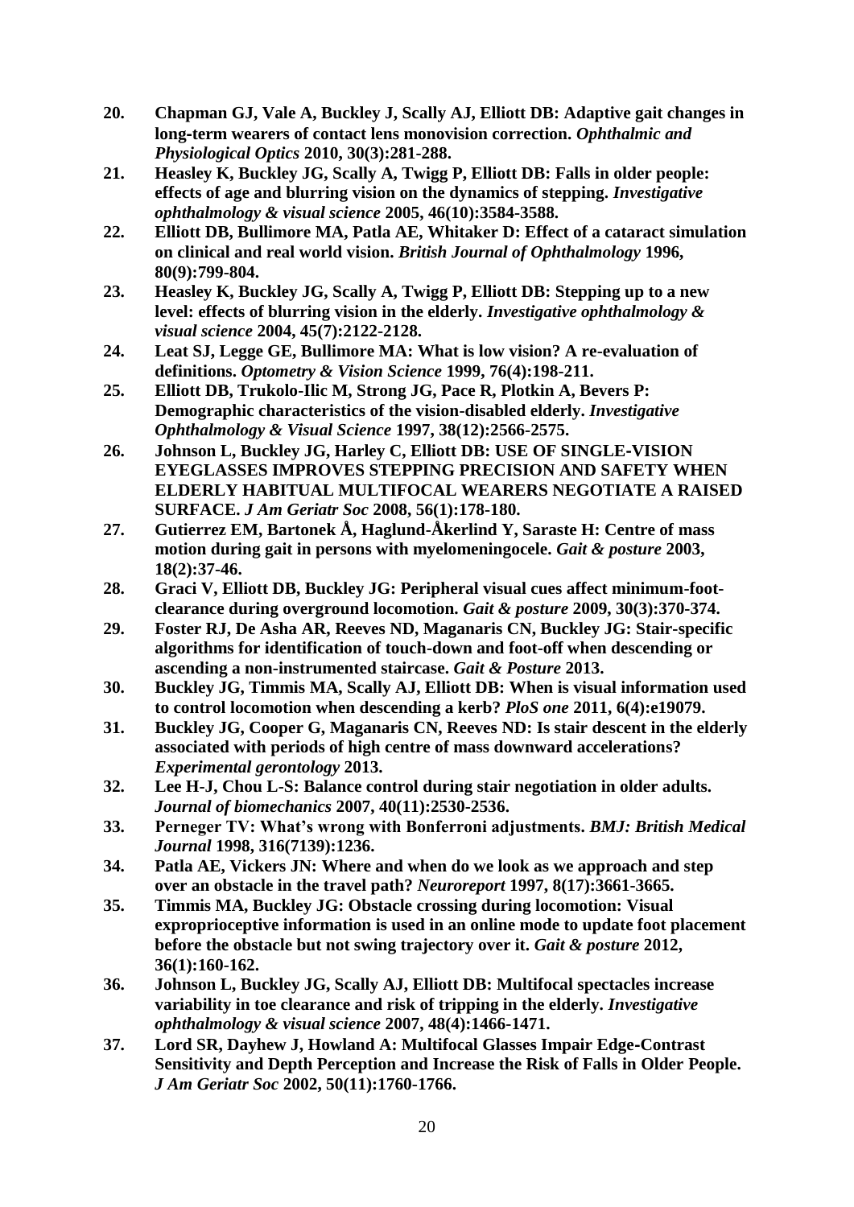20. **Chapman GJ, Vale A, Buckley J, Scally AJ, Elliott DB: Adaptive gait changes in long-term wearers of contact lens monovision correction.** ***Ophthalmic and Physiological Optics*** **2010, 30(3):281-288.**
21. **Heasley K, Buckley JG, Scally A, Twigg P, Elliott DB: Falls in older people: effects of age and blurring vision on the dynamics of stepping.** ***Investigative ophthalmology & visual science*** **2005, 46(10):3584-3588.**
22. **Elliott DB, Bullimore MA, Patla AE, Whitaker D: Effect of a cataract simulation on clinical and real world vision.** ***British Journal of Ophthalmology*** **1996, 80(9):799-804.**
23. **Heasley K, Buckley JG, Scally A, Twigg P, Elliott DB: Stepping up to a new level: effects of blurring vision in the elderly.** ***Investigative ophthalmology & visual science*** **2004, 45(7):2122-2128.**
24. **Leat SJ, Legge GE, Bullimore MA: What is low vision? A re-evaluation of definitions.** ***Optometry & Vision Science*** **1999, 76(4):198-211.**
25. **Elliott DB, Trukolo-Ilic M, Strong JG, Pace R, Plotkin A, Bevers P: Demographic characteristics of the vision-disabled elderly.** ***Investigative Ophthalmology & Visual Science*** **1997, 38(12):2566-2575.**
26. **Johnson L, Buckley JG, Harley C, Elliott DB: USE OF SINGLE-VISION EYEGLASSES IMPROVES STEPPING PRECISION AND SAFETY WHEN ELDERLY HABITUAL MULTIFOCAL WEARERS NEGOTIATE A RAISED SURFACE.** ***J Am Geriatr Soc*** **2008, 56(1):178-180.**
27. **Gutierrez EM, Bartonek Å, Haglund-Åkerlind Y, Saraste H: Centre of mass motion during gait in persons with myelomeningocele.** ***Gait & posture*** **2003, 18(2):37-46.**
28. **Graci V, Elliott DB, Buckley JG: Peripheral visual cues affect minimum-foot-clearance during overground locomotion.** ***Gait & posture*** **2009, 30(3):370-374.**
29. **Foster RJ, De Asha AR, Reeves ND, Maganaris CN, Buckley JG: Stair-specific algorithms for identification of touch-down and foot-off when descending or ascending a non-instrumented staircase.** ***Gait & Posture*** **2013.**
30. **Buckley JG, Timmis MA, Scally AJ, Elliott DB: When is visual information used to control locomotion when descending a kerb?** ***PloS one*** **2011, 6(4):e19079.**
31. **Buckley JG, Cooper G, Maganaris CN, Reeves ND: Is stair descent in the elderly associated with periods of high centre of mass downward accelerations?** ***Experimental gerontology*** **2013.**
32. **Lee H-J, Chou L-S: Balance control during stair negotiation in older adults.** ***Journal of biomechanics*** **2007, 40(11):2530-2536.**
33. **Perneger TV: What's wrong with Bonferroni adjustments.** ***BMJ: British Medical Journal*** **1998, 316(7139):1236.**
34. **Patla AE, Vickers JN: Where and when do we look as we approach and step over an obstacle in the travel path?** ***Neuroreport*** **1997, 8(17):3661-3665.**
35. **Timmis MA, Buckley JG: Obstacle crossing during locomotion: Visual exproprioceptive information is used in an online mode to update foot placement before the obstacle but not swing trajectory over it.** ***Gait & posture*** **2012, 36(1):160-162.**
36. **Johnson L, Buckley JG, Scally AJ, Elliott DB: Multifocal spectacles increase variability in toe clearance and risk of tripping in the elderly.** ***Investigative ophthalmology & visual science*** **2007, 48(4):1466-1471.**
37. **Lord SR, Dayhew J, Howland A: Multifocal Glasses Impair Edge-Contrast Sensitivity and Depth Perception and Increase the Risk of Falls in Older People.** ***J Am Geriatr Soc*** **2002, 50(11):1760-1766.**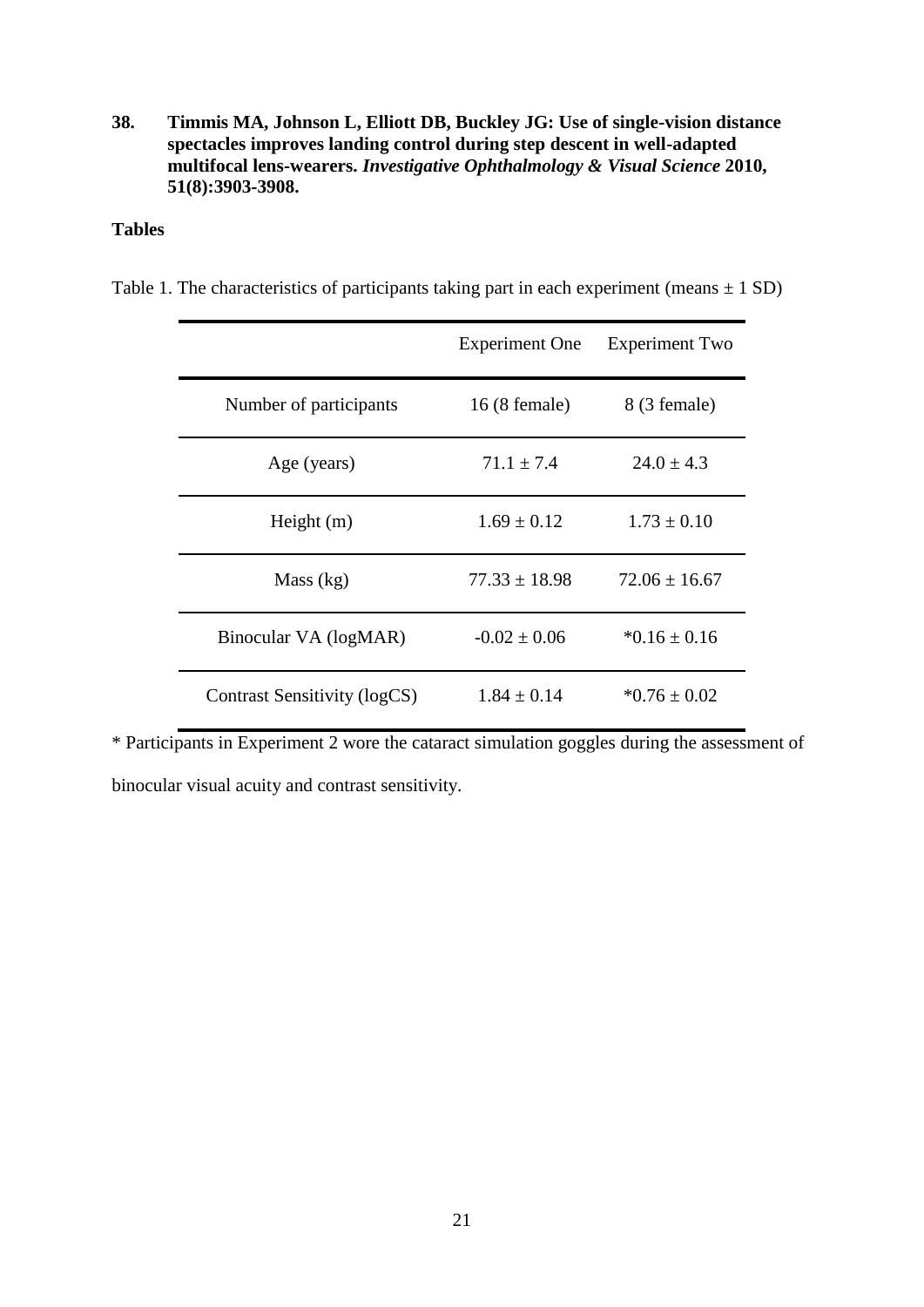**38. Timmis MA, Johnson L, Elliott DB, Buckley JG: Use of single-vision distance spectacles improves landing control during step descent in well-adapted multifocal lens-wearers.** ***Investigative Ophthalmology & Visual Science*** **2010, 51(8):3903-3908.**

## Tables

Table 1. The characteristics of participants taking part in each experiment (means ± 1 SD)

| | Experiment One | Experiment Two |
|---|---|---|
| Number of participants | 16 (8 female) | 8 (3 female) |
| Age (years) | 71.1 ± 7.4 | 24.0 ± 4.3 |
| Height (m) | 1.69 ± 0.12 | 1.73 ± 0.10 |
| Mass (kg) | 77.33 ± 18.98 | 72.06 ± 16.67 |
| Binocular VA (logMAR) | -0.02 ± 0.06 | *0.16 ± 0.16 |
| Contrast Sensitivity (logCS) | 1.84 ± 0.14 | *0.76 ± 0.02 |

* Participants in Experiment 2 wore the cataract simulation goggles during the assessment of binocular visual acuity and contrast sensitivity.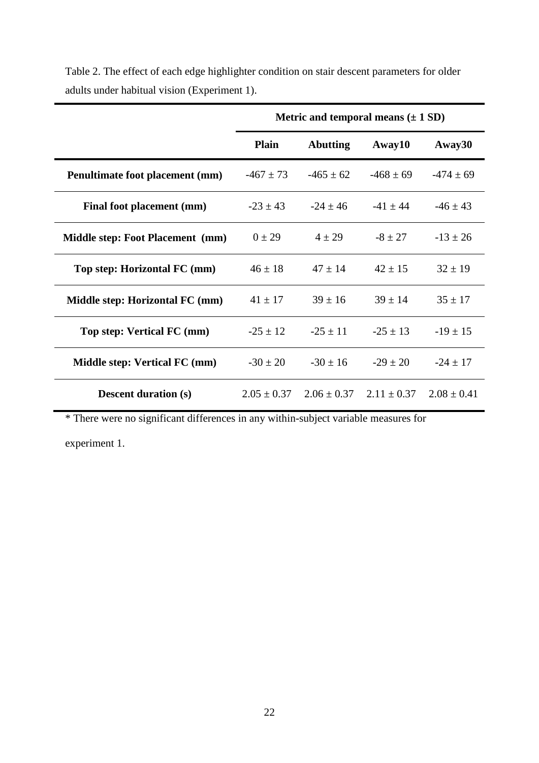Table 2. The effect of each edge highlighter condition on stair descent parameters for older adults under habitual vision (Experiment 1).

| | Metric and temporal means (± 1 SD) | | | |
|---|---|---|---|---|
| | **Plain** | **Abutting** | **Away10** | **Away30** |
| **Penultimate foot placement (mm)** | -467 ± 73 | -465 ± 62 | -468 ± 69 | -474 ± 69 |
| **Final foot placement (mm)** | -23 ± 43 | -24 ± 46 | -41 ± 44 | -46 ± 43 |
| **Middle step: Foot Placement (mm)** | 0 ± 29 | 4 ± 29 | -8 ± 27 | -13 ± 26 |
| **Top step: Horizontal FC (mm)** | 46 ± 18 | 47 ± 14 | 42 ± 15 | 32 ± 19 |
| **Middle step: Horizontal FC (mm)** | 41 ± 17 | 39 ± 16 | 39 ± 14 | 35 ± 17 |
| **Top step: Vertical FC (mm)** | -25 ± 12 | -25 ± 11 | -25 ± 13 | -19 ± 15 |
| **Middle step: Vertical FC (mm)** | -30 ± 20 | -30 ± 16 | -29 ± 20 | -24 ± 17 |
| **Descent duration (s)** | 2.05 ± 0.37 | 2.06 ± 0.37 | 2.11 ± 0.37 | 2.08 ± 0.41 |

* There were no significant differences in any within-subject variable measures for experiment 1.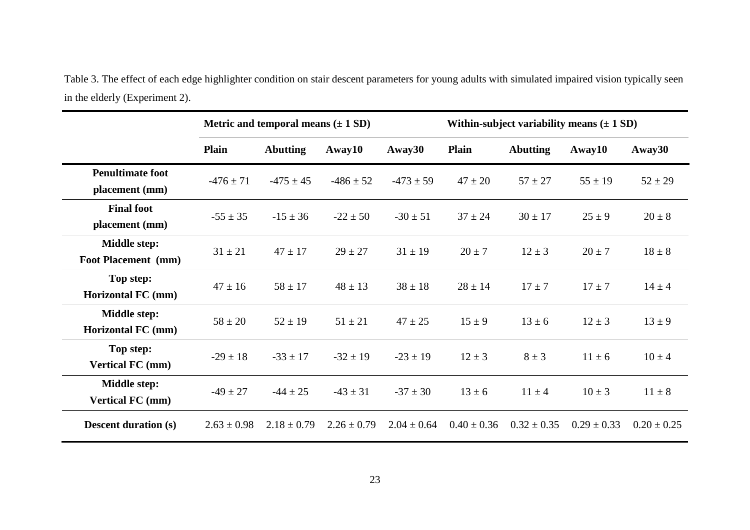Table 3. The effect of each edge highlighter condition on stair descent parameters for young adults with simulated impaired vision typically seen in the elderly (Experiment 2).

| | Metric and temporal means (± 1 SD) | | | | Within-subject variability means (± 1 SD) | | | |
|---|---|---|---|---|---|---|---|---|
| | **Plain** | **Abutting** | **Away10** | **Away30** | **Plain** | **Abutting** | **Away10** | **Away30** |
| **Penultimate foot placement (mm)** | -476 ± 71 | -475 ± 45 | -486 ± 52 | -473 ± 59 | 47 ± 20 | 57 ± 27 | 55 ± 19 | 52 ± 29 |
| **Final foot placement (mm)** | -55 ± 35 | -15 ± 36 | -22 ± 50 | -30 ± 51 | 37 ± 24 | 30 ± 17 | 25 ± 9 | 20 ± 8 |
| **Middle step: Foot Placement (mm)** | 31 ± 21 | 47 ± 17 | 29 ± 27 | 31 ± 19 | 20 ± 7 | 12 ± 3 | 20 ± 7 | 18 ± 8 |
| **Top step: Horizontal FC (mm)** | 47 ± 16 | 58 ± 17 | 48 ± 13 | 38 ± 18 | 28 ± 14 | 17 ± 7 | 17 ± 7 | 14 ± 4 |
| **Middle step: Horizontal FC (mm)** | 58 ± 20 | 52 ± 19 | 51 ± 21 | 47 ± 25 | 15 ± 9 | 13 ± 6 | 12 ± 3 | 13 ± 9 |
| **Top step: Vertical FC (mm)** | -29 ± 18 | -33 ± 17 | -32 ± 19 | -23 ± 19 | 12 ± 3 | 8 ± 3 | 11 ± 6 | 10 ± 4 |
| **Middle step: Vertical FC (mm)** | -49 ± 27 | -44 ± 25 | -43 ± 31 | -37 ± 30 | 13 ± 6 | 11 ± 4 | 10 ± 3 | 11 ± 8 |
| **Descent duration (s)** | 2.63 ± 0.98 | 2.18 ± 0.79 | 2.26 ± 0.79 | 2.04 ± 0.64 | 0.40 ± 0.36 | 0.32 ± 0.35 | 0.29 ± 0.33 | 0.20 ± 0.25 |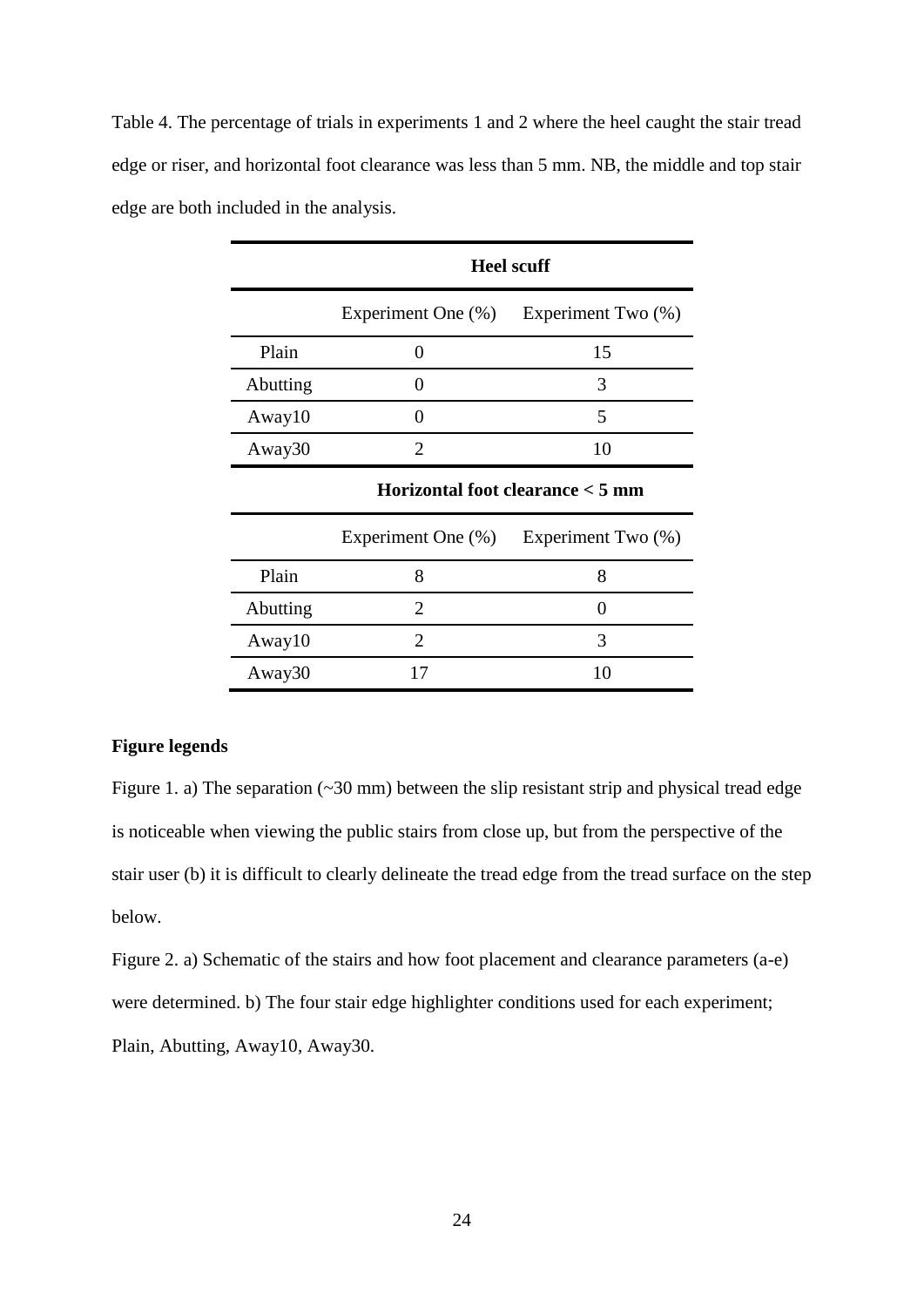Table 4. The percentage of trials in experiments 1 and 2 where the heel caught the stair tread edge or riser, and horizontal foot clearance was less than 5 mm. NB, the middle and top stair edge are both included in the analysis.

| | **Heel scuff** | |
|---|---|---|
| | Experiment One (%) | Experiment Two (%) |
| Plain | 0 | 15 |
| Abutting | 0 | 3 |
| Away10 | 0 | 5 |
| Away30 | 2 | 10 |
| | **Horizontal foot clearance < 5 mm** | |
| | Experiment One (%) | Experiment Two (%) |
| Plain | 8 | 8 |
| Abutting | 2 | 0 |
| Away10 | 2 | 3 |
| Away30 | 17 | 10 |

**Figure legends**

Figure 1. a) The separation (~30 mm) between the slip resistant strip and physical tread edge is noticeable when viewing the public stairs from close up, but from the perspective of the stair user (b) it is difficult to clearly delineate the tread edge from the tread surface on the step below.

Figure 2. a) Schematic of the stairs and how foot placement and clearance parameters (a-e) were determined. b) The four stair edge highlighter conditions used for each experiment; Plain, Abutting, Away10, Away30.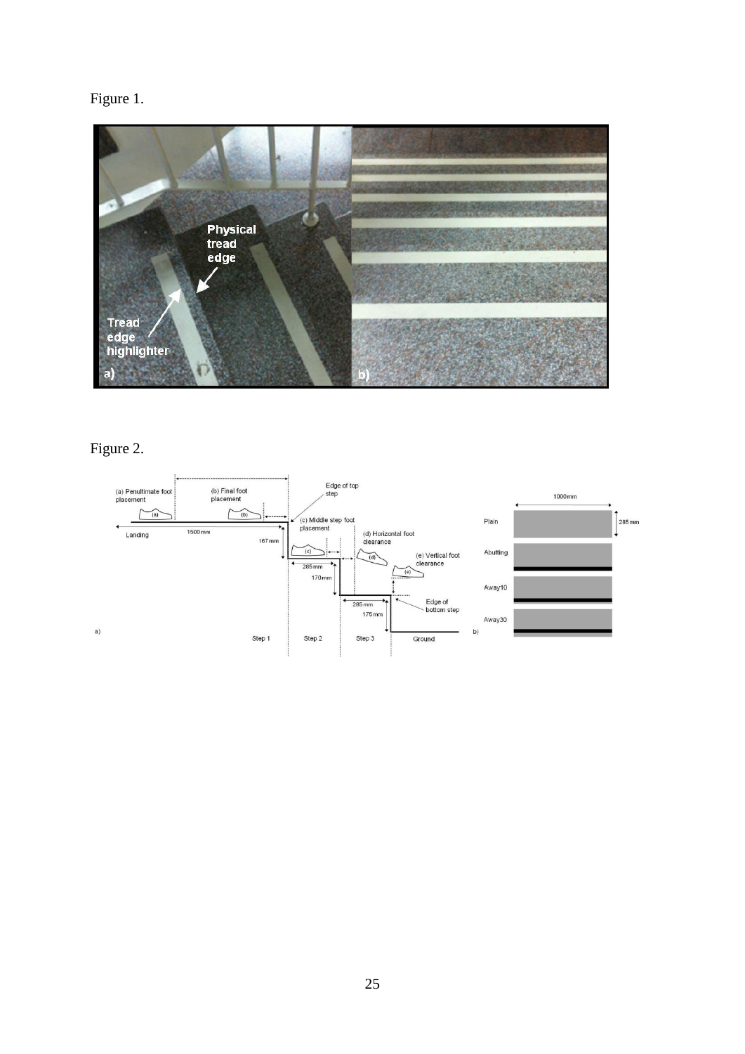Figure 1.

Physical tread edge

Tread edge highlighter

a)

b)

Figure 2.

(a) Penultimate foot placement

(b) Final foot placement

Edge of top step

(c) Middle step foot placement

(d) Horizontal foot clearance

(e) Vertical foot clearance

Edge of bottom step

Landing

1500 mm

167 mm

285 mm

170 mm

285 mm

175 mm

Step 1

Step 2

Step 3

Ground

a)

1000 mm

Plain

285 mm

Abutting

Away10

Away30

b)